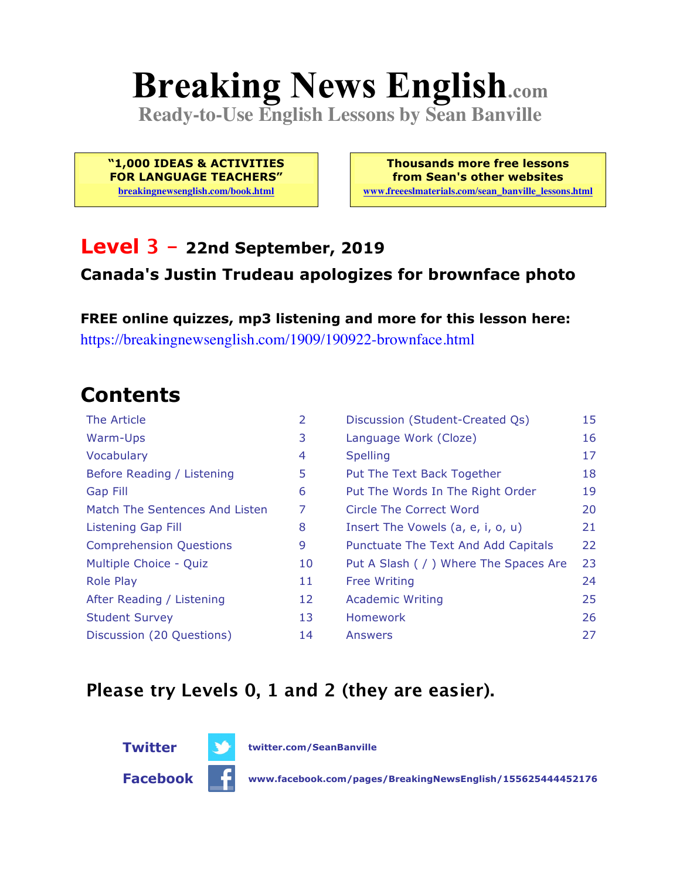# Breaking News English.com

**Ready-to-Use English Lessons by Sean Banville**

**"1,000 IDEAS & ACTIVITIES FOR LANGUAGE TEACHERS"**
breakingnewsenglish.com/book.html

**Thousands more free lessons from Sean's other websites**
www.freeeslmaterials.com/sean_banville_lessons.html

## Level 3 – 22nd September, 2019

### Canada's Justin Trudeau apologizes for brownface photo

**FREE online quizzes, mp3 listening and more for this lesson here:**
https://breakingnewsenglish.com/1909/190922-brownface.html

## Contents

| | | | |
|---|---|---|---|
| The Article | 2 | Discussion (Student-Created Qs) | 15 |
| Warm-Ups | 3 | Language Work (Cloze) | 16 |
| Vocabulary | 4 | Spelling | 17 |
| Before Reading / Listening | 5 | Put The Text Back Together | 18 |
| Gap Fill | 6 | Put The Words In The Right Order | 19 |
| Match The Sentences And Listen | 7 | Circle The Correct Word | 20 |
| Listening Gap Fill | 8 | Insert The Vowels (a, e, i, o, u) | 21 |
| Comprehension Questions | 9 | Punctuate The Text And Add Capitals | 22 |
| Multiple Choice - Quiz | 10 | Put A Slash ( / ) Where The Spaces Are | 23 |
| Role Play | 11 | Free Writing | 24 |
| After Reading / Listening | 12 | Academic Writing | 25 |
| Student Survey | 13 | Homework | 26 |
| Discussion (20 Questions) | 14 | Answers | 27 |

### Please try Levels 0, 1 and 2 (they are easier).

**Twitter** twitter.com/SeanBanville

**Facebook** www.facebook.com/pages/BreakingNewsEnglish/155625444452176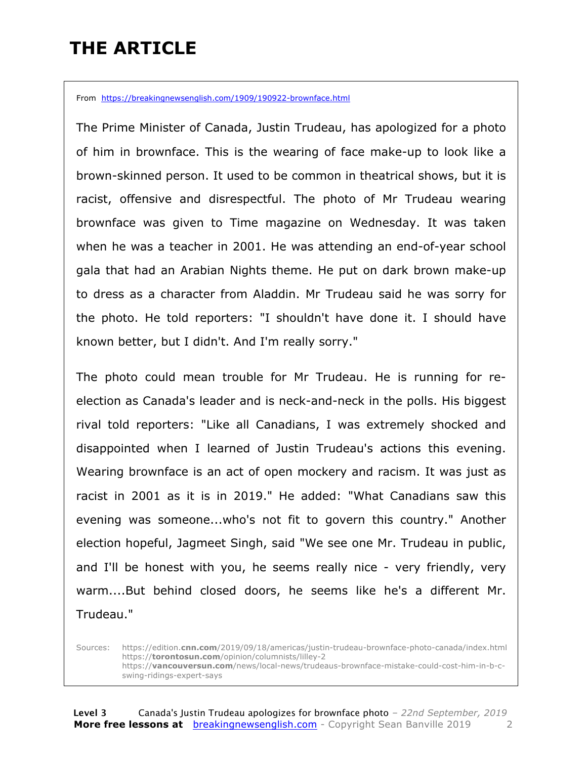# THE ARTICLE

From https://breakingnewsenglish.com/1909/190922-brownface.html

The Prime Minister of Canada, Justin Trudeau, has apologized for a photo of him in brownface. This is the wearing of face make-up to look like a brown-skinned person. It used to be common in theatrical shows, but it is racist, offensive and disrespectful. The photo of Mr Trudeau wearing brownface was given to Time magazine on Wednesday. It was taken when he was a teacher in 2001. He was attending an end-of-year school gala that had an Arabian Nights theme. He put on dark brown make-up to dress as a character from Aladdin. Mr Trudeau said he was sorry for the photo. He told reporters: "I shouldn't have done it. I should have known better, but I didn't. And I'm really sorry."

The photo could mean trouble for Mr Trudeau. He is running for re-election as Canada's leader and is neck-and-neck in the polls. His biggest rival told reporters: "Like all Canadians, I was extremely shocked and disappointed when I learned of Justin Trudeau's actions this evening. Wearing brownface is an act of open mockery and racism. It was just as racist in 2001 as it is in 2019." He added: "What Canadians saw this evening was someone...who's not fit to govern this country." Another election hopeful, Jagmeet Singh, said "We see one Mr. Trudeau in public, and I'll be honest with you, he seems really nice - very friendly, very warm....But behind closed doors, he seems like he's a different Mr. Trudeau."

Sources: https://edition.cnn.com/2019/09/18/americas/justin-trudeau-brownface-photo-canada/index.html
https://torontosun.com/opinion/columnists/lilley-2
https://vancouversun.com/news/local-news/trudeaus-brownface-mistake-could-cost-him-in-b-c-swing-ridings-expert-says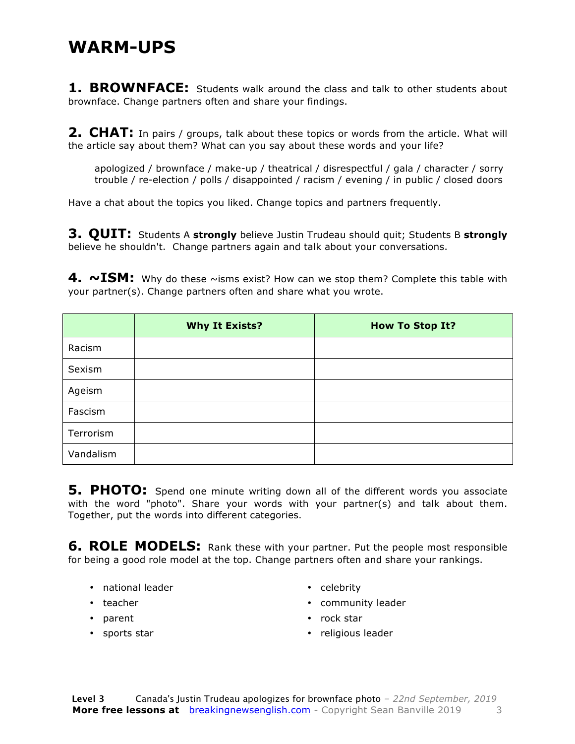# WARM-UPS

**1. BROWNFACE:** Students walk around the class and talk to other students about brownface. Change partners often and share your findings.

**2. CHAT:** In pairs / groups, talk about these topics or words from the article. What will the article say about them? What can you say about these words and your life?

> apologized / brownface / make-up / theatrical / disrespectful / gala / character / sorry trouble / re-election / polls / disappointed / racism / evening / in public / closed doors

Have a chat about the topics you liked. Change topics and partners frequently.

**3. QUIT:** Students A **strongly** believe Justin Trudeau should quit; Students B **strongly** believe he shouldn't. Change partners again and talk about your conversations.

**4. ~ISM:** Why do these ~isms exist? How can we stop them? Complete this table with your partner(s). Change partners often and share what you wrote.

| | Why It Exists? | How To Stop It? |
|---|---|---|
| Racism | | |
| Sexism | | |
| Ageism | | |
| Fascism | | |
| Terrorism | | |
| Vandalism | | |

**5. PHOTO:** Spend one minute writing down all of the different words you associate with the word "photo". Share your words with your partner(s) and talk about them. Together, put the words into different categories.

**6. ROLE MODELS:** Rank these with your partner. Put the people most responsible for being a good role model at the top. Change partners often and share your rankings.

- national leader
- teacher
- parent
- sports star
- celebrity
- community leader
- rock star
- religious leader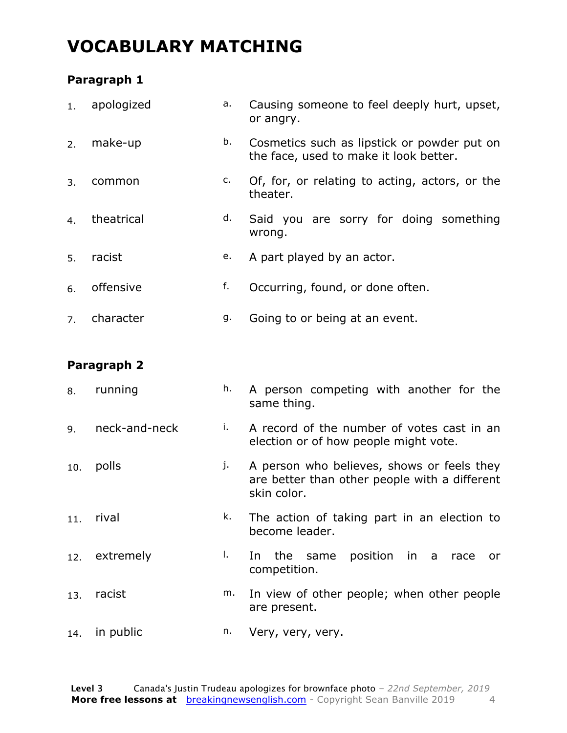# VOCABULARY MATCHING

### Paragraph 1

| | | | |
|---|---|---|---|
| 1. | apologized | a. | Causing someone to feel deeply hurt, upset, or angry. |
| 2. | make-up | b. | Cosmetics such as lipstick or powder put on the face, used to make it look better. |
| 3. | common | c. | Of, for, or relating to acting, actors, or the theater. |
| 4. | theatrical | d. | Said you are sorry for doing something wrong. |
| 5. | racist | e. | A part played by an actor. |
| 6. | offensive | f. | Occurring, found, or done often. |
| 7. | character | g. | Going to or being at an event. |

### Paragraph 2

| | | | |
|---|---|---|---|
| 8. | running | h. | A person competing with another for the same thing. |
| 9. | neck-and-neck | i. | A record of the number of votes cast in an election or of how people might vote. |
| 10. | polls | j. | A person who believes, shows or feels they are better than other people with a different skin color. |
| 11. | rival | k. | The action of taking part in an election to become leader. |
| 12. | extremely | l. | In the same position in a race or competition. |
| 13. | racist | m. | In view of other people; when other people are present. |
| 14. | in public | n. | Very, very, very. |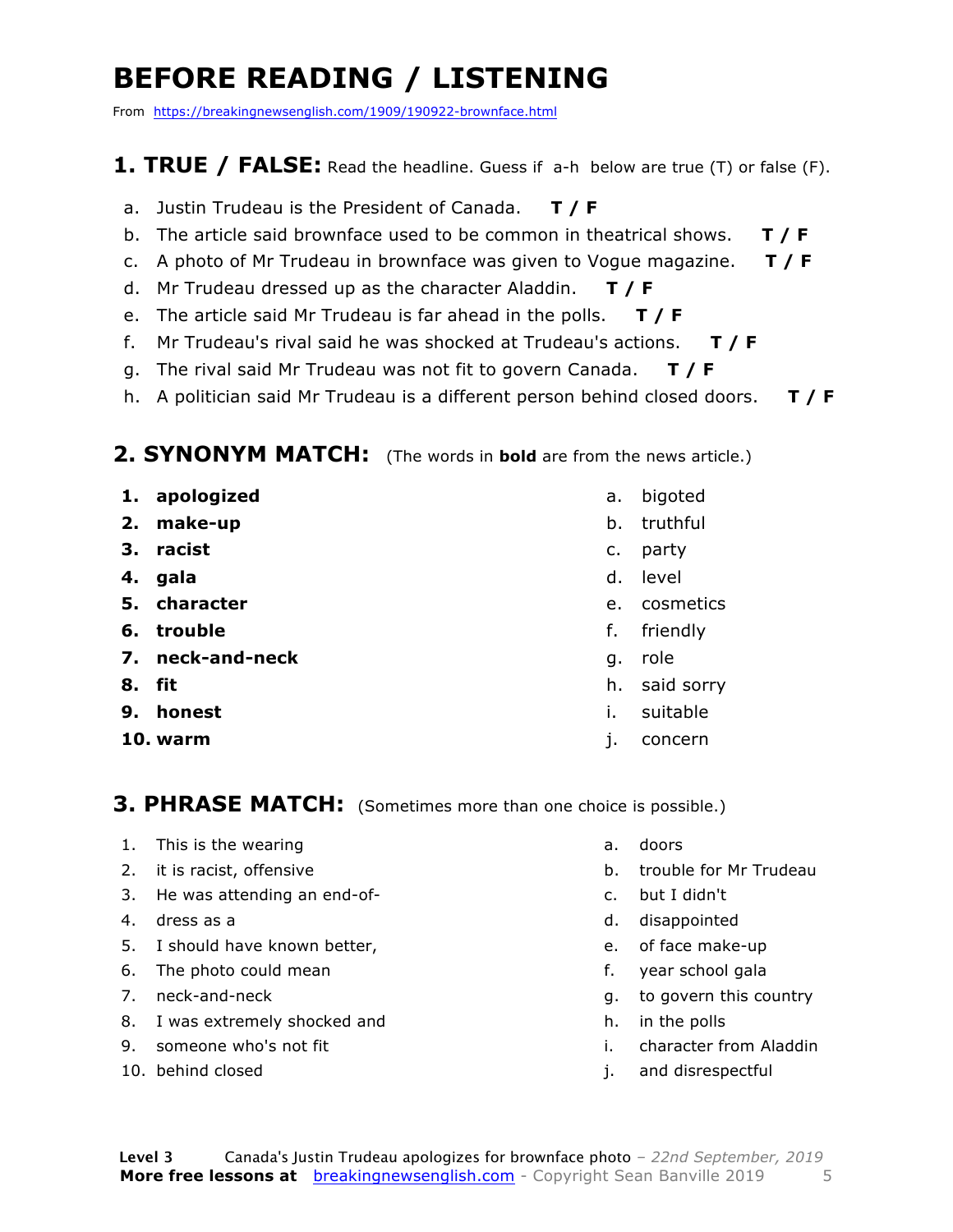# BEFORE READING / LISTENING

From https://breakingnewsenglish.com/1909/190922-brownface.html

## 1. TRUE / FALSE: Read the headline. Guess if a-h below are true (T) or false (F).

a. Justin Trudeau is the President of Canada. **T / F**

b. The article said brownface used to be common in theatrical shows. **T / F**

c. A photo of Mr Trudeau in brownface was given to Vogue magazine. **T / F**

d. Mr Trudeau dressed up as the character Aladdin. **T / F**

e. The article said Mr Trudeau is far ahead in the polls. **T / F**

f. Mr Trudeau's rival said he was shocked at Trudeau's actions. **T / F**

g. The rival said Mr Trudeau was not fit to govern Canada. **T / F**

h. A politician said Mr Trudeau is a different person behind closed doors. **T / F**

## 2. SYNONYM MATCH: (The words in **bold** are from the news article.)

| | |
|---|---|
| 1. **apologized** | a. bigoted |
| 2. **make-up** | b. truthful |
| 3. **racist** | c. party |
| 4. **gala** | d. level |
| 5. **character** | e. cosmetics |
| 6. **trouble** | f. friendly |
| 7. **neck-and-neck** | g. role |
| 8. **fit** | h. said sorry |
| 9. **honest** | i. suitable |
| 10. **warm** | j. concern |

## 3. PHRASE MATCH: (Sometimes more than one choice is possible.)

| | |
|---|---|
| 1. This is the wearing | a. doors |
| 2. it is racist, offensive | b. trouble for Mr Trudeau |
| 3. He was attending an end-of- | c. but I didn't |
| 4. dress as a | d. disappointed |
| 5. I should have known better, | e. of face make-up |
| 6. The photo could mean | f. year school gala |
| 7. neck-and-neck | g. to govern this country |
| 8. I was extremely shocked and | h. in the polls |
| 9. someone who's not fit | i. character from Aladdin |
| 10. behind closed | j. and disrespectful |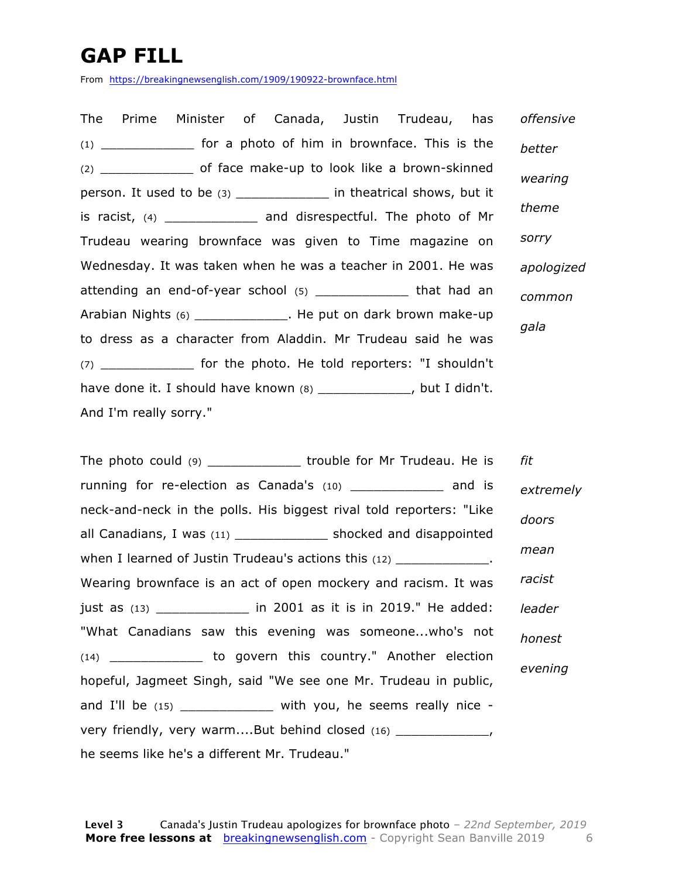# GAP FILL

From https://breakingnewsenglish.com/1909/190922-brownface.html

The Prime Minister of Canada, Justin Trudeau, has (1) ____________ for a photo of him in brownface. This is the (2) ____________ of face make-up to look like a brown-skinned person. It used to be (3) ____________ in theatrical shows, but it is racist, (4) ____________ and disrespectful. The photo of Mr Trudeau wearing brownface was given to Time magazine on Wednesday. It was taken when he was a teacher in 2001. He was attending an end-of-year school (5) ____________ that had an Arabian Nights (6) ____________. He put on dark brown make-up to dress as a character from Aladdin. Mr Trudeau said he was (7) ____________ for the photo. He told reporters: "I shouldn't have done it. I should have known (8) ____________, but I didn't. And I'm really sorry."

*offensive*

*better*

*wearing*

*theme*

*sorry*

*apologized*

*common*

*gala*

The photo could (9) ____________ trouble for Mr Trudeau. He is running for re-election as Canada's (10) ____________ and is neck-and-neck in the polls. His biggest rival told reporters: "Like all Canadians, I was (11) ____________ shocked and disappointed when I learned of Justin Trudeau's actions this (12) ____________. Wearing brownface is an act of open mockery and racism. It was just as (13) ____________ in 2001 as it is in 2019." He added: "What Canadians saw this evening was someone...who's not (14) ____________ to govern this country." Another election hopeful, Jagmeet Singh, said "We see one Mr. Trudeau in public, and I'll be (15) ____________ with you, he seems really nice - very friendly, very warm....But behind closed (16) ____________, he seems like he's a different Mr. Trudeau."

*fit*

*extremely*

*doors*

*mean*

*racist*

*leader*

*honest*

*evening*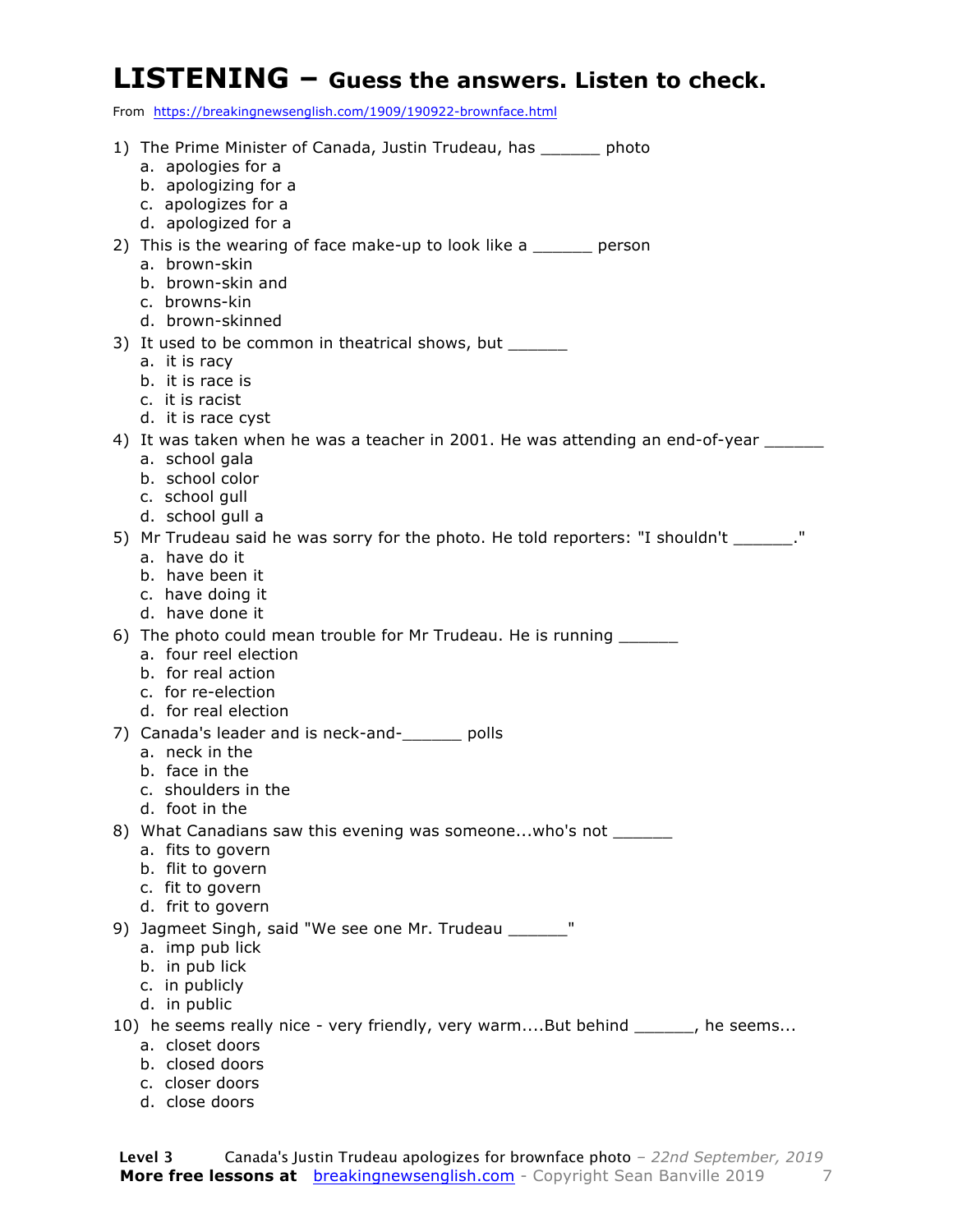# LISTENING – Guess the answers. Listen to check.

From https://breakingnewsenglish.com/1909/190922-brownface.html

1) The Prime Minister of Canada, Justin Trudeau, has ______ photo
   a. apologies for a
   b. apologizing for a
   c. apologizes for a
   d. apologized for a
2) This is the wearing of face make-up to look like a ______ person
   a. brown-skin
   b. brown-skin and
   c. browns-kin
   d. brown-skinned
3) It used to be common in theatrical shows, but ______
   a. it is racy
   b. it is race is
   c. it is racist
   d. it is race cyst
4) It was taken when he was a teacher in 2001. He was attending an end-of-year ______
   a. school gala
   b. school color
   c. school gull
   d. school gull a
5) Mr Trudeau said he was sorry for the photo. He told reporters: "I shouldn't ______."
   a. have do it
   b. have been it
   c. have doing it
   d. have done it
6) The photo could mean trouble for Mr Trudeau. He is running ______
   a. four reel election
   b. for real action
   c. for re-election
   d. for real election
7) Canada's leader and is neck-and-______ polls
   a. neck in the
   b. face in the
   c. shoulders in the
   d. foot in the
8) What Canadians saw this evening was someone...who's not ______
   a. fits to govern
   b. flit to govern
   c. fit to govern
   d. frit to govern
9) Jagmeet Singh, said "We see one Mr. Trudeau ______"
   a. imp pub lick
   b. in pub lick
   c. in publicly
   d. in public
10) he seems really nice - very friendly, very warm....But behind ______, he seems...
   a. closet doors
   b. closed doors
   c. closer doors
   d. close doors

**Level 3** Canada's Justin Trudeau apologizes for brownface photo – *22nd September, 2019*
**More free lessons at** breakingnewsenglish.com - Copyright Sean Banville 2019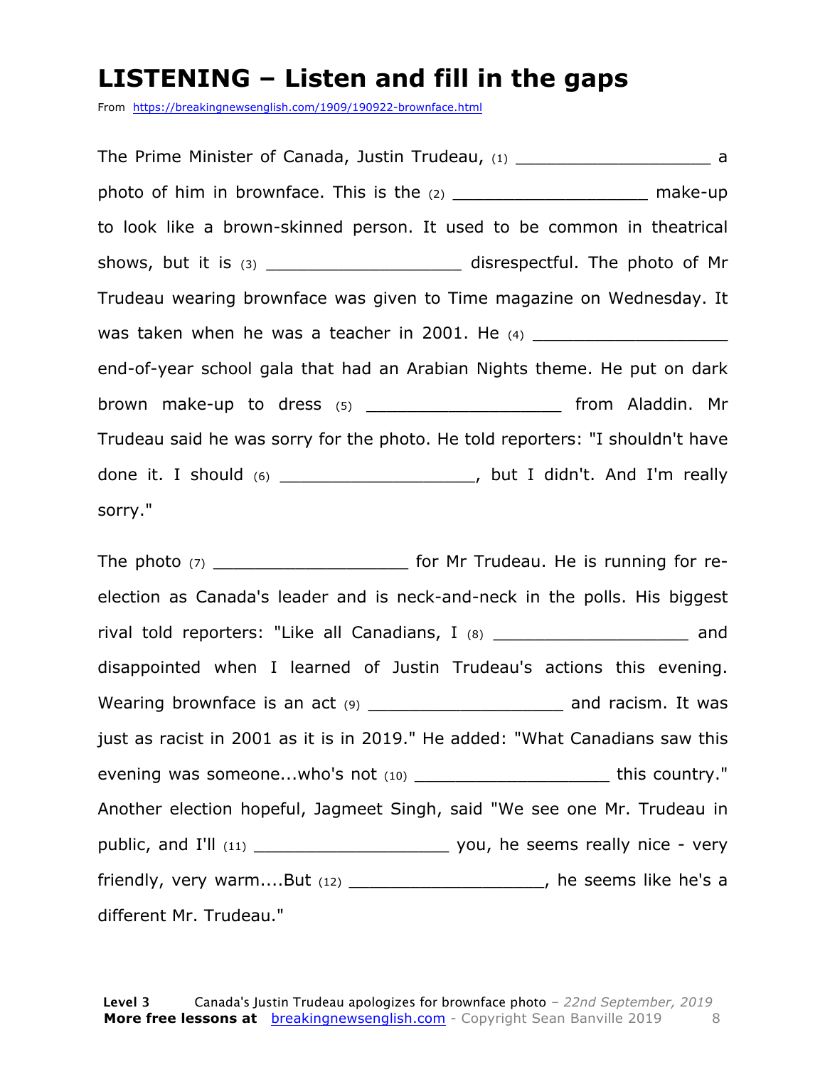# LISTENING – Listen and fill in the gaps

From https://breakingnewsenglish.com/1909/190922-brownface.html

The Prime Minister of Canada, Justin Trudeau, (1) ___________________ a photo of him in brownface. This is the (2) ___________________ make-up to look like a brown-skinned person. It used to be common in theatrical shows, but it is (3) ___________________ disrespectful. The photo of Mr Trudeau wearing brownface was given to Time magazine on Wednesday. It was taken when he was a teacher in 2001. He (4) ___________________ end-of-year school gala that had an Arabian Nights theme. He put on dark brown make-up to dress (5) ___________________ from Aladdin. Mr Trudeau said he was sorry for the photo. He told reporters: "I shouldn't have done it. I should (6) ___________________, but I didn't. And I'm really sorry."

The photo (7) ___________________ for Mr Trudeau. He is running for re-election as Canada's leader and is neck-and-neck in the polls. His biggest rival told reporters: "Like all Canadians, I (8) ___________________ and disappointed when I learned of Justin Trudeau's actions this evening. Wearing brownface is an act (9) ___________________ and racism. It was just as racist in 2001 as it is in 2019." He added: "What Canadians saw this evening was someone...who's not (10) ___________________ this country." Another election hopeful, Jagmeet Singh, said "We see one Mr. Trudeau in public, and I'll (11) ___________________ you, he seems really nice - very friendly, very warm....But (12) ___________________, he seems like he's a different Mr. Trudeau."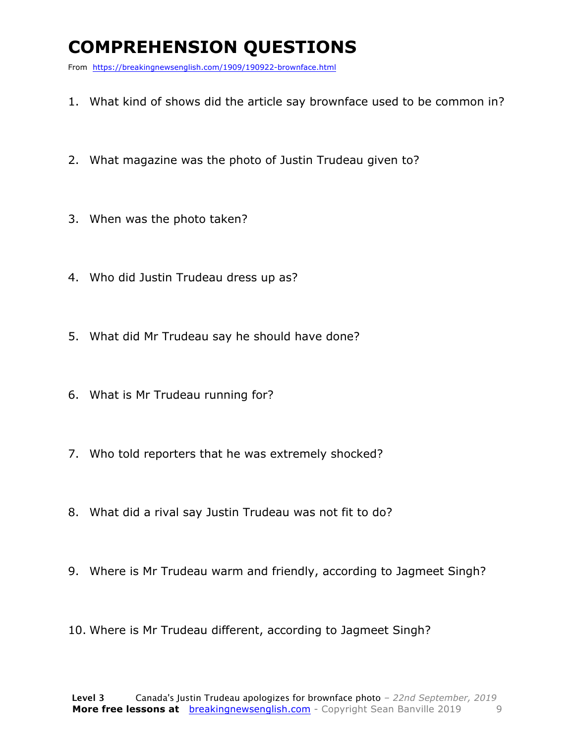# COMPREHENSION QUESTIONS

From https://breakingnewsenglish.com/1909/190922-brownface.html

1. What kind of shows did the article say brownface used to be common in?
2. What magazine was the photo of Justin Trudeau given to?
3. When was the photo taken?
4. Who did Justin Trudeau dress up as?
5. What did Mr Trudeau say he should have done?
6. What is Mr Trudeau running for?
7. Who told reporters that he was extremely shocked?
8. What did a rival say Justin Trudeau was not fit to do?
9. Where is Mr Trudeau warm and friendly, according to Jagmeet Singh?
10. Where is Mr Trudeau different, according to Jagmeet Singh?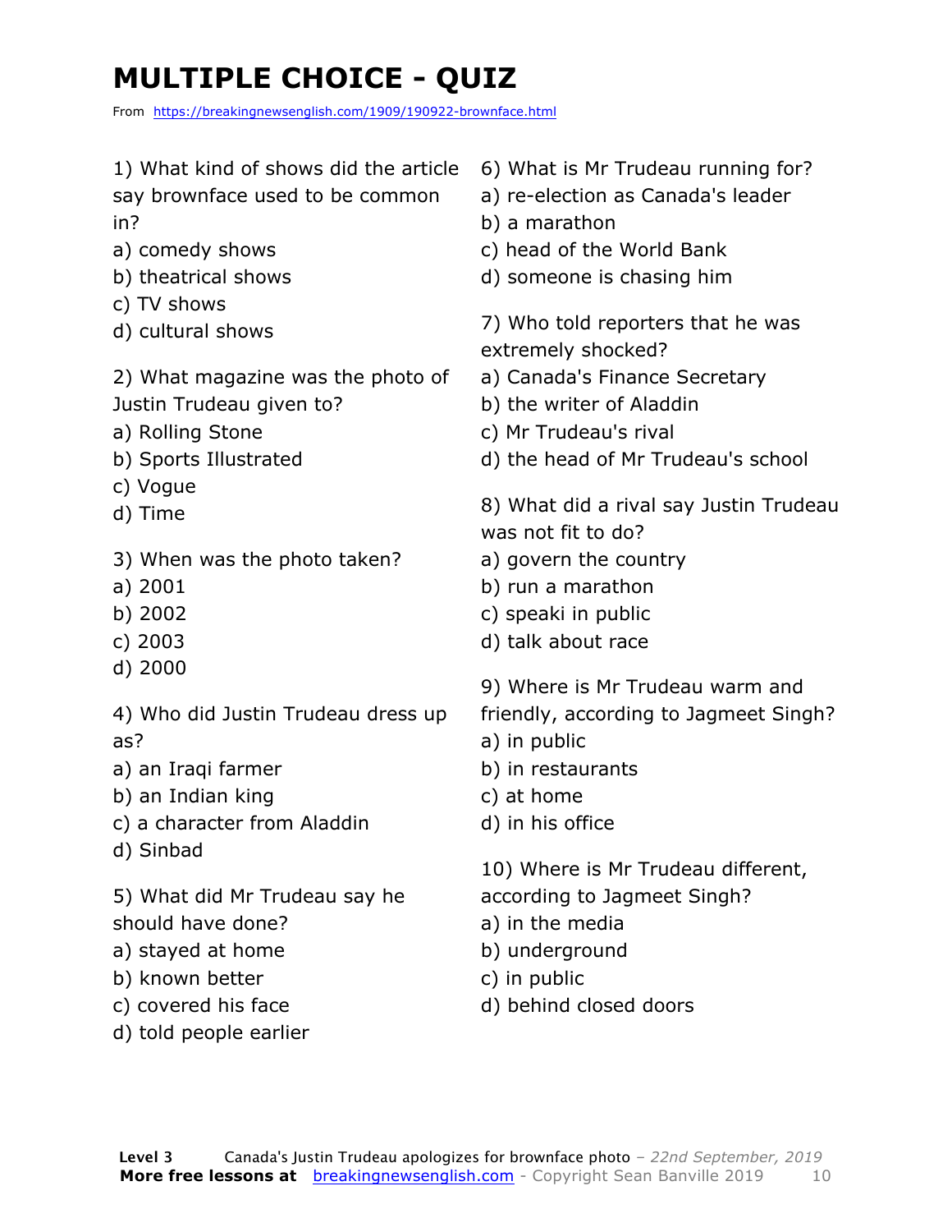# MULTIPLE CHOICE - QUIZ

From https://breakingnewsenglish.com/1909/190922-brownface.html

1) What kind of shows did the article say brownface used to be common in?

a) comedy shows
b) theatrical shows
c) TV shows
d) cultural shows

2) What magazine was the photo of Justin Trudeau given to?

a) Rolling Stone
b) Sports Illustrated
c) Vogue
d) Time

3) When was the photo taken?

a) 2001
b) 2002
c) 2003
d) 2000

4) Who did Justin Trudeau dress up as?

a) an Iraqi farmer
b) an Indian king
c) a character from Aladdin
d) Sinbad

5) What did Mr Trudeau say he should have done?

a) stayed at home
b) known better
c) covered his face
d) told people earlier

6) What is Mr Trudeau running for?

a) re-election as Canada's leader
b) a marathon
c) head of the World Bank
d) someone is chasing him

7) Who told reporters that he was extremely shocked?

a) Canada's Finance Secretary
b) the writer of Aladdin
c) Mr Trudeau's rival
d) the head of Mr Trudeau's school

8) What did a rival say Justin Trudeau was not fit to do?

a) govern the country
b) run a marathon
c) speaki in public
d) talk about race

9) Where is Mr Trudeau warm and friendly, according to Jagmeet Singh?

a) in public
b) in restaurants
c) at home
d) in his office

10) Where is Mr Trudeau different, according to Jagmeet Singh?

a) in the media
b) underground
c) in public
d) behind closed doors

**Level 3** Canada's Justin Trudeau apologizes for brownface photo – *22nd September, 2019*
**More free lessons at** breakingnewsenglish.com - Copyright Sean Banville 2019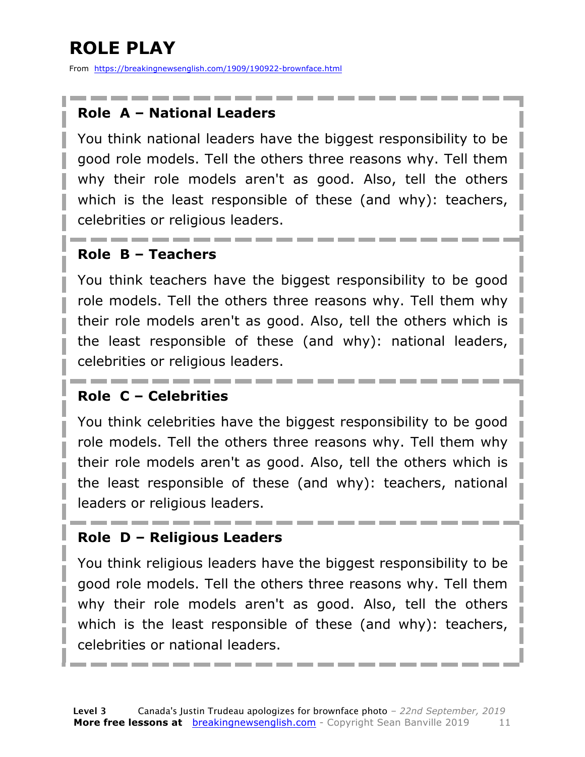# ROLE PLAY

From https://breakingnewsenglish.com/1909/190922-brownface.html

## Role A – National Leaders

You think national leaders have the biggest responsibility to be good role models. Tell the others three reasons why. Tell them why their role models aren't as good. Also, tell the others which is the least responsible of these (and why): teachers, celebrities or religious leaders.

## Role B – Teachers

You think teachers have the biggest responsibility to be good role models. Tell the others three reasons why. Tell them why their role models aren't as good. Also, tell the others which is the least responsible of these (and why): national leaders, celebrities or religious leaders.

## Role C – Celebrities

You think celebrities have the biggest responsibility to be good role models. Tell the others three reasons why. Tell them why their role models aren't as good. Also, tell the others which is the least responsible of these (and why): teachers, national leaders or religious leaders.

## Role D – Religious Leaders

You think religious leaders have the biggest responsibility to be good role models. Tell the others three reasons why. Tell them why their role models aren't as good. Also, tell the others which is the least responsible of these (and why): teachers, celebrities or national leaders.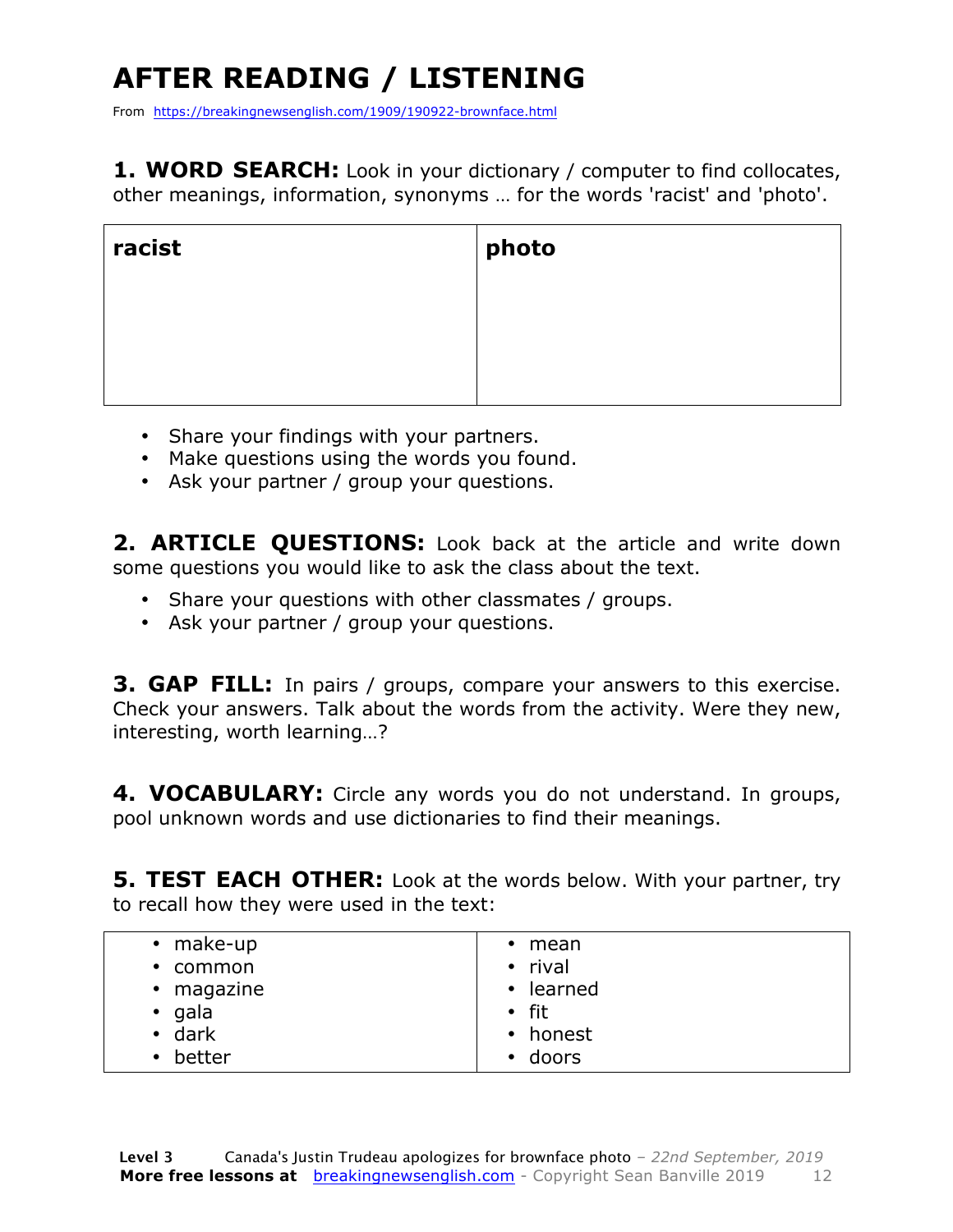# AFTER READING / LISTENING

From https://breakingnewsenglish.com/1909/190922-brownface.html

**1. WORD SEARCH:** Look in your dictionary / computer to find collocates, other meanings, information, synonyms … for the words 'racist' and 'photo'.

| **racist** | **photo** |
|---|---|
| | |

- Share your findings with your partners.
- Make questions using the words you found.
- Ask your partner / group your questions.

**2. ARTICLE QUESTIONS:** Look back at the article and write down some questions you would like to ask the class about the text.

- Share your questions with other classmates / groups.
- Ask your partner / group your questions.

**3. GAP FILL:** In pairs / groups, compare your answers to this exercise. Check your answers. Talk about the words from the activity. Were they new, interesting, worth learning…?

**4. VOCABULARY:** Circle any words you do not understand. In groups, pool unknown words and use dictionaries to find their meanings.

**5. TEST EACH OTHER:** Look at the words below. With your partner, try to recall how they were used in the text:

| | |
|---|---|
| • make-up<br>• common<br>• magazine<br>• gala<br>• dark<br>• better | • mean<br>• rival<br>• learned<br>• fit<br>• honest<br>• doors |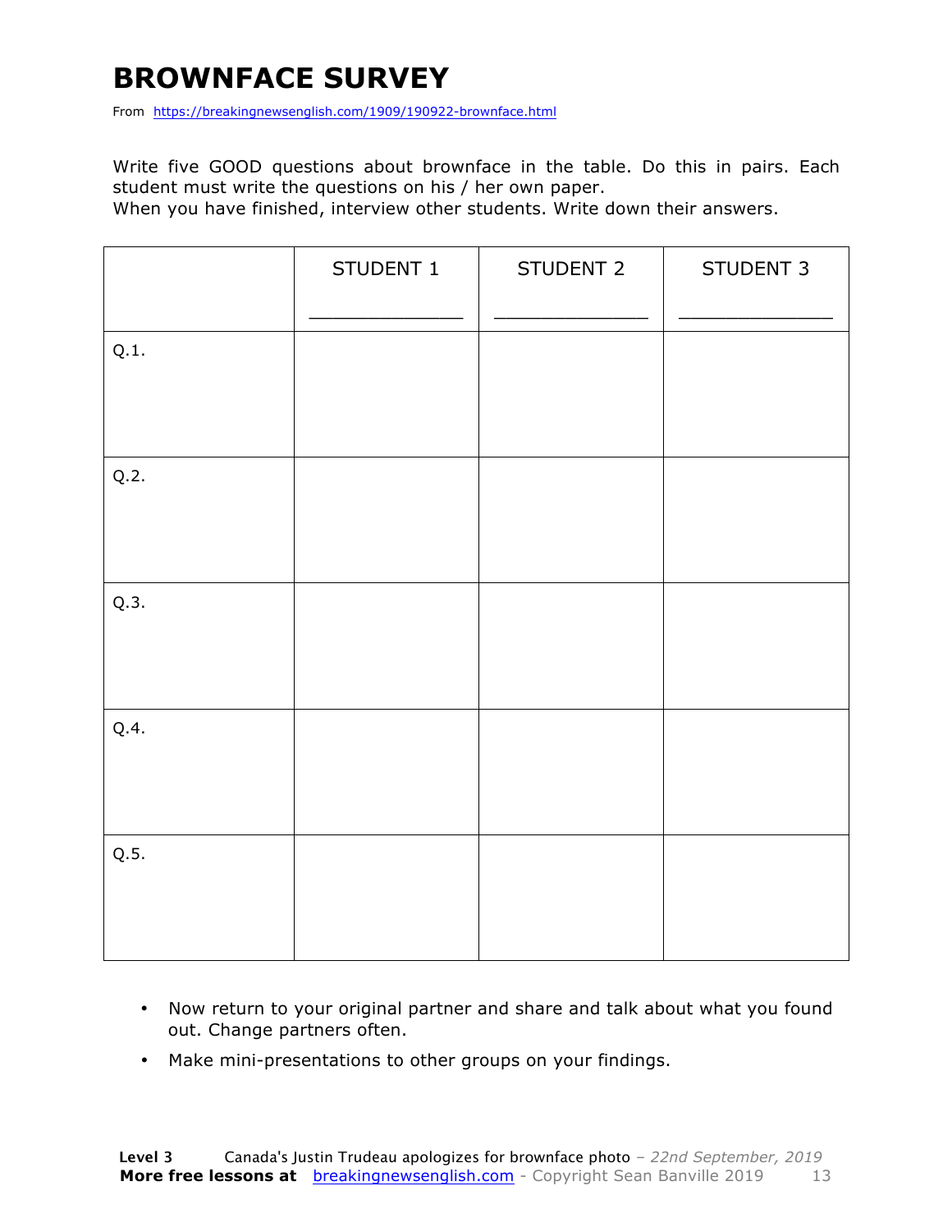# BROWNFACE SURVEY

From https://breakingnewsenglish.com/1909/190922-brownface.html

Write five GOOD questions about brownface in the table. Do this in pairs. Each student must write the questions on his / her own paper.

When you have finished, interview other students. Write down their answers.

| | STUDENT 1<br>_____________ | STUDENT 2<br>_____________ | STUDENT 3<br>_____________ |
|---|---|---|---|
| Q.1. | | | |
| Q.2. | | | |
| Q.3. | | | |
| Q.4. | | | |
| Q.5. | | | |

- Now return to your original partner and share and talk about what you found out. Change partners often.
- Make mini-presentations to other groups on your findings.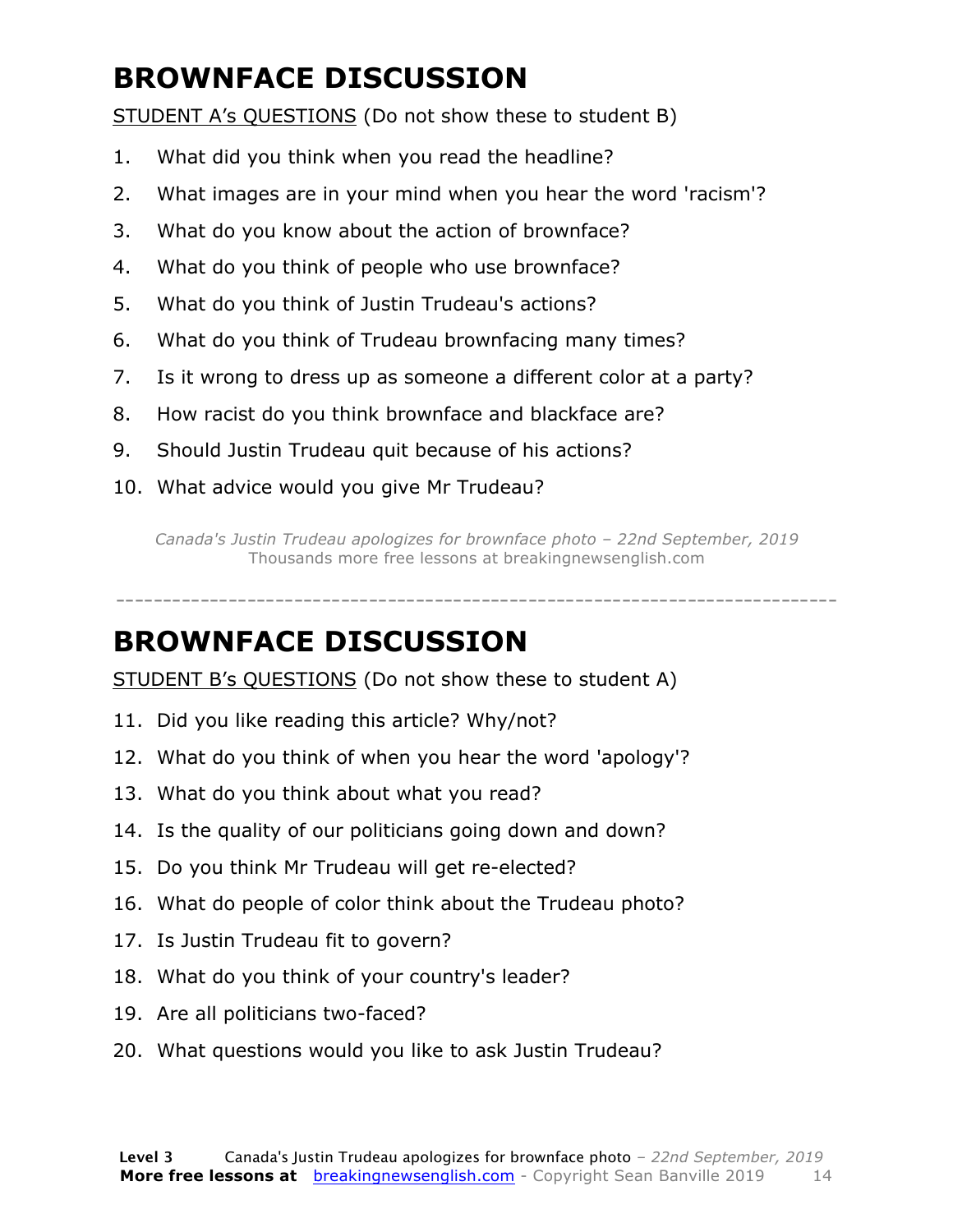# BROWNFACE DISCUSSION

STUDENT A's QUESTIONS (Do not show these to student B)

1. What did you think when you read the headline?
2. What images are in your mind when you hear the word 'racism'?
3. What do you know about the action of brownface?
4. What do you think of people who use brownface?
5. What do you think of Justin Trudeau's actions?
6. What do you think of Trudeau brownfacing many times?
7. Is it wrong to dress up as someone a different color at a party?
8. How racist do you think brownface and blackface are?
9. Should Justin Trudeau quit because of his actions?
10. What advice would you give Mr Trudeau?

*Canada's Justin Trudeau apologizes for brownface photo – 22nd September, 2019*
Thousands more free lessons at breakingnewsenglish.com

---

# BROWNFACE DISCUSSION

STUDENT B's QUESTIONS (Do not show these to student A)

11. Did you like reading this article? Why/not?
12. What do you think of when you hear the word 'apology'?
13. What do you think about what you read?
14. Is the quality of our politicians going down and down?
15. Do you think Mr Trudeau will get re-elected?
16. What do people of color think about the Trudeau photo?
17. Is Justin Trudeau fit to govern?
18. What do you think of your country's leader?
19. Are all politicians two-faced?
20. What questions would you like to ask Justin Trudeau?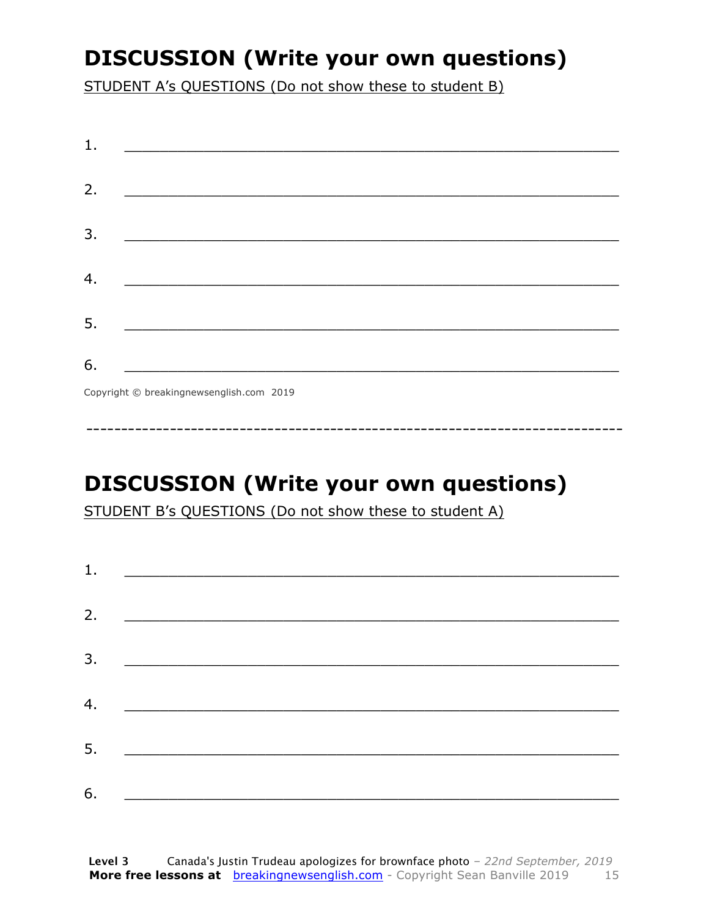## DISCUSSION (Write your own questions)

STUDENT A's QUESTIONS (Do not show these to student B)

1. ___________________________________________________________

2. ___________________________________________________________

3. ___________________________________________________________

4. ___________________________________________________________

5. ___________________________________________________________

6. ___________________________________________________________

Copyright © breakingnewsenglish.com 2019

---

## DISCUSSION (Write your own questions)

STUDENT B's QUESTIONS (Do not show these to student A)

1. ___________________________________________________________

2. ___________________________________________________________

3. ___________________________________________________________

4. ___________________________________________________________

5. ___________________________________________________________

6. ___________________________________________________________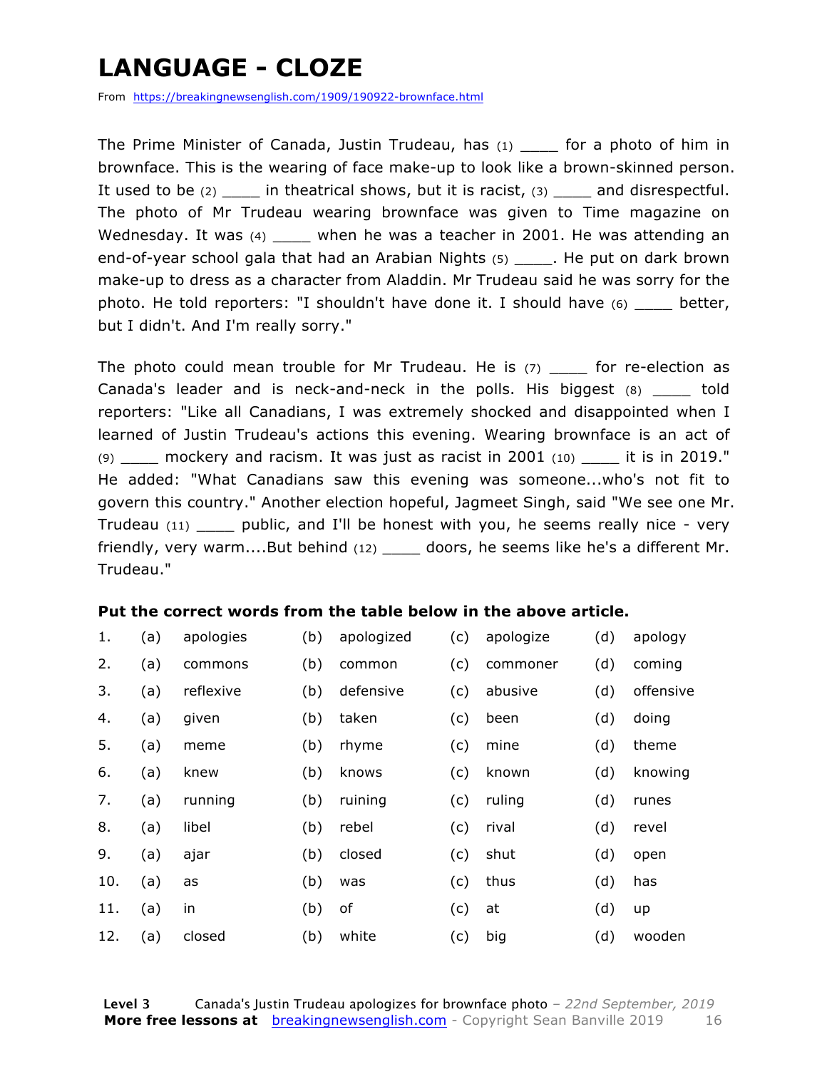# LANGUAGE - CLOZE

From https://breakingnewsenglish.com/1909/190922-brownface.html

The Prime Minister of Canada, Justin Trudeau, has (1) ____ for a photo of him in brownface. This is the wearing of face make-up to look like a brown-skinned person. It used to be (2) ____ in theatrical shows, but it is racist, (3) ____ and disrespectful. The photo of Mr Trudeau wearing brownface was given to Time magazine on Wednesday. It was (4) ____ when he was a teacher in 2001. He was attending an end-of-year school gala that had an Arabian Nights (5) ____. He put on dark brown make-up to dress as a character from Aladdin. Mr Trudeau said he was sorry for the photo. He told reporters: "I shouldn't have done it. I should have (6) ____ better, but I didn't. And I'm really sorry."

The photo could mean trouble for Mr Trudeau. He is (7) ____ for re-election as Canada's leader and is neck-and-neck in the polls. His biggest (8) ____ told reporters: "Like all Canadians, I was extremely shocked and disappointed when I learned of Justin Trudeau's actions this evening. Wearing brownface is an act of (9) ____ mockery and racism. It was just as racist in 2001 (10) ____ it is in 2019." He added: "What Canadians saw this evening was someone...who's not fit to govern this country." Another election hopeful, Jagmeet Singh, said "We see one Mr. Trudeau (11) ____ public, and I'll be honest with you, he seems really nice - very friendly, very warm....But behind (12) ____ doors, he seems like he's a different Mr. Trudeau."

**Put the correct words from the table below in the above article.**

| | | | | | | | | |
|---|---|---|---|---|---|---|---|---|
| 1. | (a) | apologies | (b) | apologized | (c) | apologize | (d) | apology |
| 2. | (a) | commons | (b) | common | (c) | commoner | (d) | coming |
| 3. | (a) | reflexive | (b) | defensive | (c) | abusive | (d) | offensive |
| 4. | (a) | given | (b) | taken | (c) | been | (d) | doing |
| 5. | (a) | meme | (b) | rhyme | (c) | mine | (d) | theme |
| 6. | (a) | knew | (b) | knows | (c) | known | (d) | knowing |
| 7. | (a) | running | (b) | ruining | (c) | ruling | (d) | runes |
| 8. | (a) | libel | (b) | rebel | (c) | rival | (d) | revel |
| 9. | (a) | ajar | (b) | closed | (c) | shut | (d) | open |
| 10. | (a) | as | (b) | was | (c) | thus | (d) | has |
| 11. | (a) | in | (b) | of | (c) | at | (d) | up |
| 12. | (a) | closed | (b) | white | (c) | big | (d) | wooden |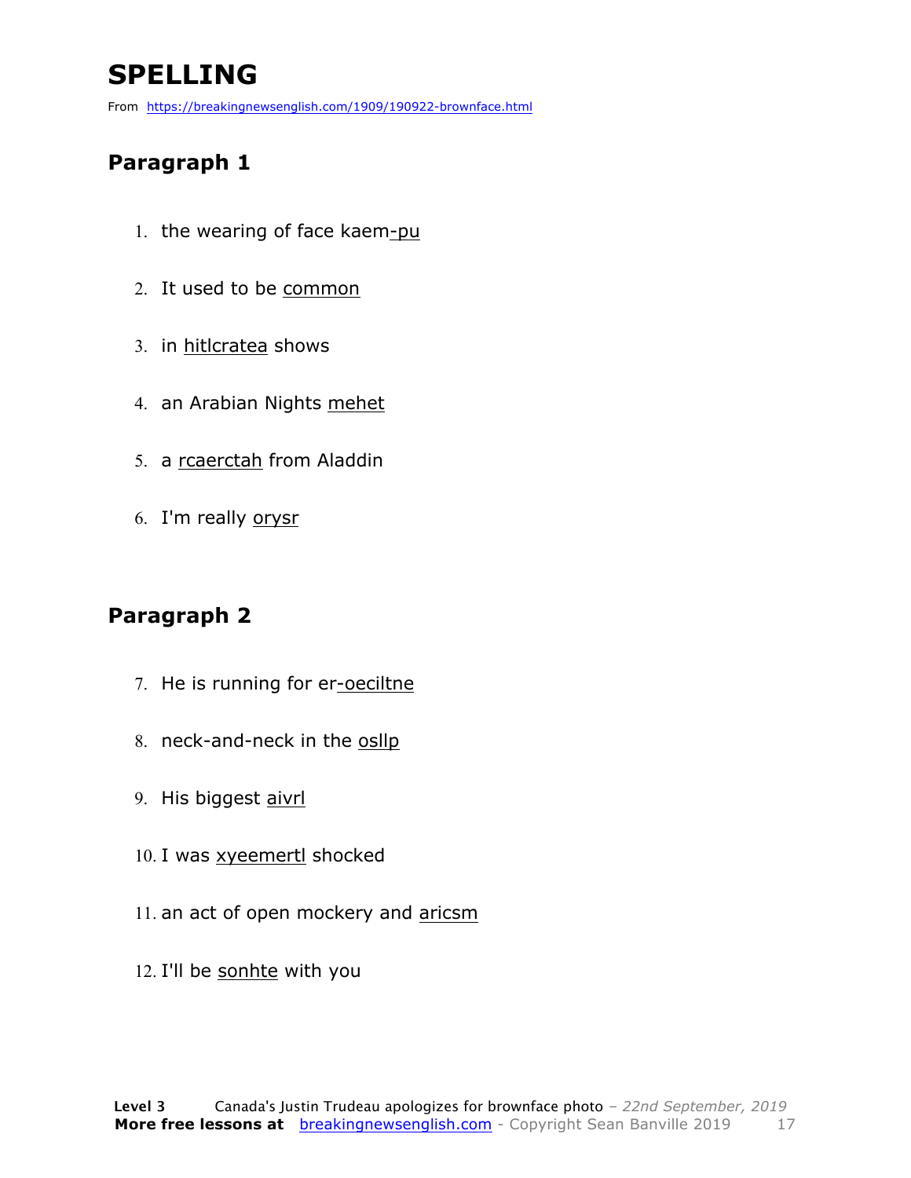# SPELLING

From https://breakingnewsenglish.com/1909/190922-brownface.html

## Paragraph 1

1. the wearing of face kaem-pu
2. It used to be common
3. in hitlcratea shows
4. an Arabian Nights mehet
5. a rcaerctah from Aladdin
6. I'm really orysr

## Paragraph 2

7. He is running for er-oeciltne
8. neck-and-neck in the osllp
9. His biggest aivrl
10. I was xyeemertl shocked
11. an act of open mockery and aricsm
12. I'll be sonhte with you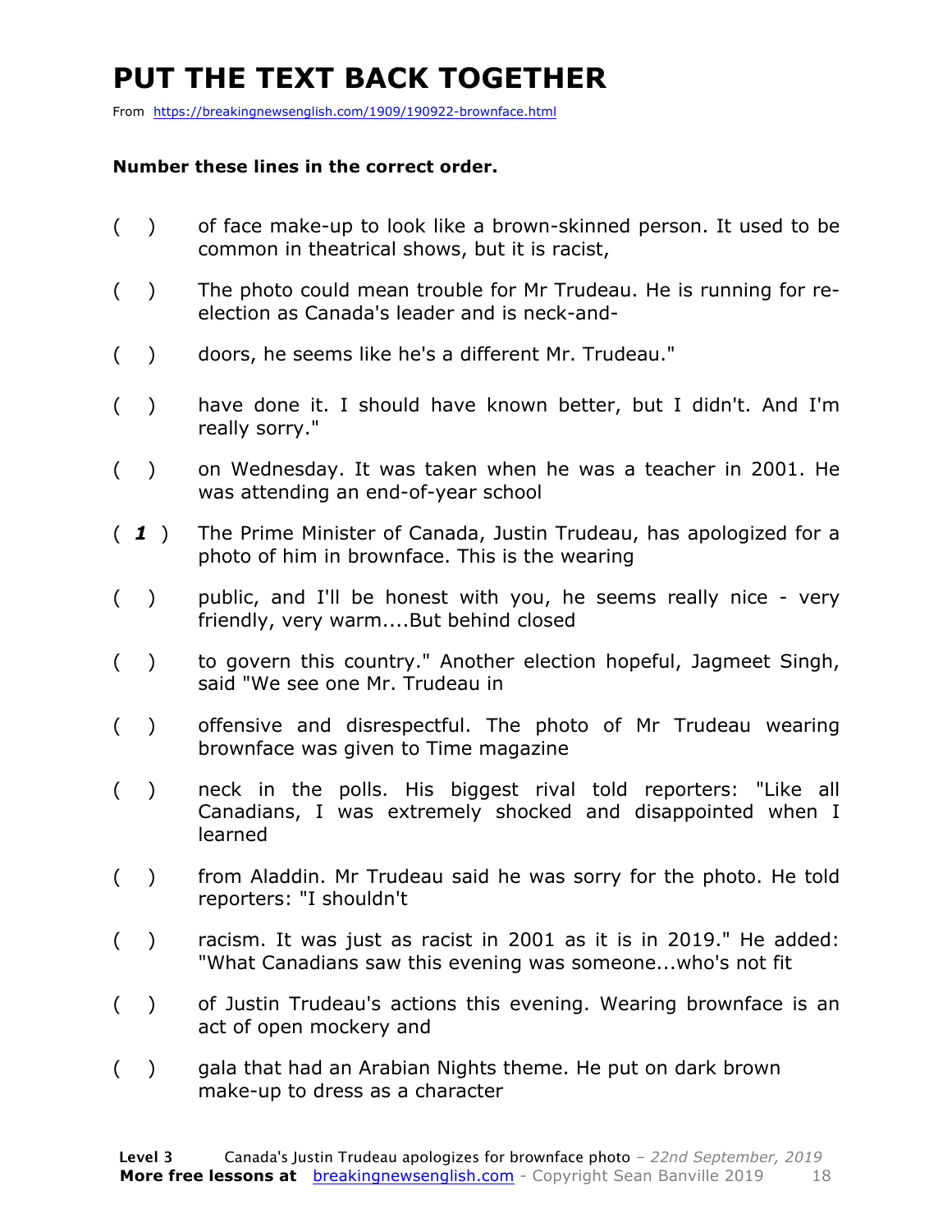# PUT THE TEXT BACK TOGETHER

From https://breakingnewsenglish.com/1909/190922-brownface.html

**Number these lines in the correct order.**

( ) of face make-up to look like a brown-skinned person. It used to be common in theatrical shows, but it is racist,

( ) The photo could mean trouble for Mr Trudeau. He is running for re-election as Canada's leader and is neck-and-

( ) doors, he seems like he's a different Mr. Trudeau."

( ) have done it. I should have known better, but I didn't. And I'm really sorry."

( ) on Wednesday. It was taken when he was a teacher in 2001. He was attending an end-of-year school

( ***1*** ) The Prime Minister of Canada, Justin Trudeau, has apologized for a photo of him in brownface. This is the wearing

( ) public, and I'll be honest with you, he seems really nice - very friendly, very warm....But behind closed

( ) to govern this country." Another election hopeful, Jagmeet Singh, said "We see one Mr. Trudeau in

( ) offensive and disrespectful. The photo of Mr Trudeau wearing brownface was given to Time magazine

( ) neck in the polls. His biggest rival told reporters: "Like all Canadians, I was extremely shocked and disappointed when I learned

( ) from Aladdin. Mr Trudeau said he was sorry for the photo. He told reporters: "I shouldn't

( ) racism. It was just as racist in 2001 as it is in 2019." He added: "What Canadians saw this evening was someone...who's not fit

( ) of Justin Trudeau's actions this evening. Wearing brownface is an act of open mockery and

( ) gala that had an Arabian Nights theme. He put on dark brown make-up to dress as a character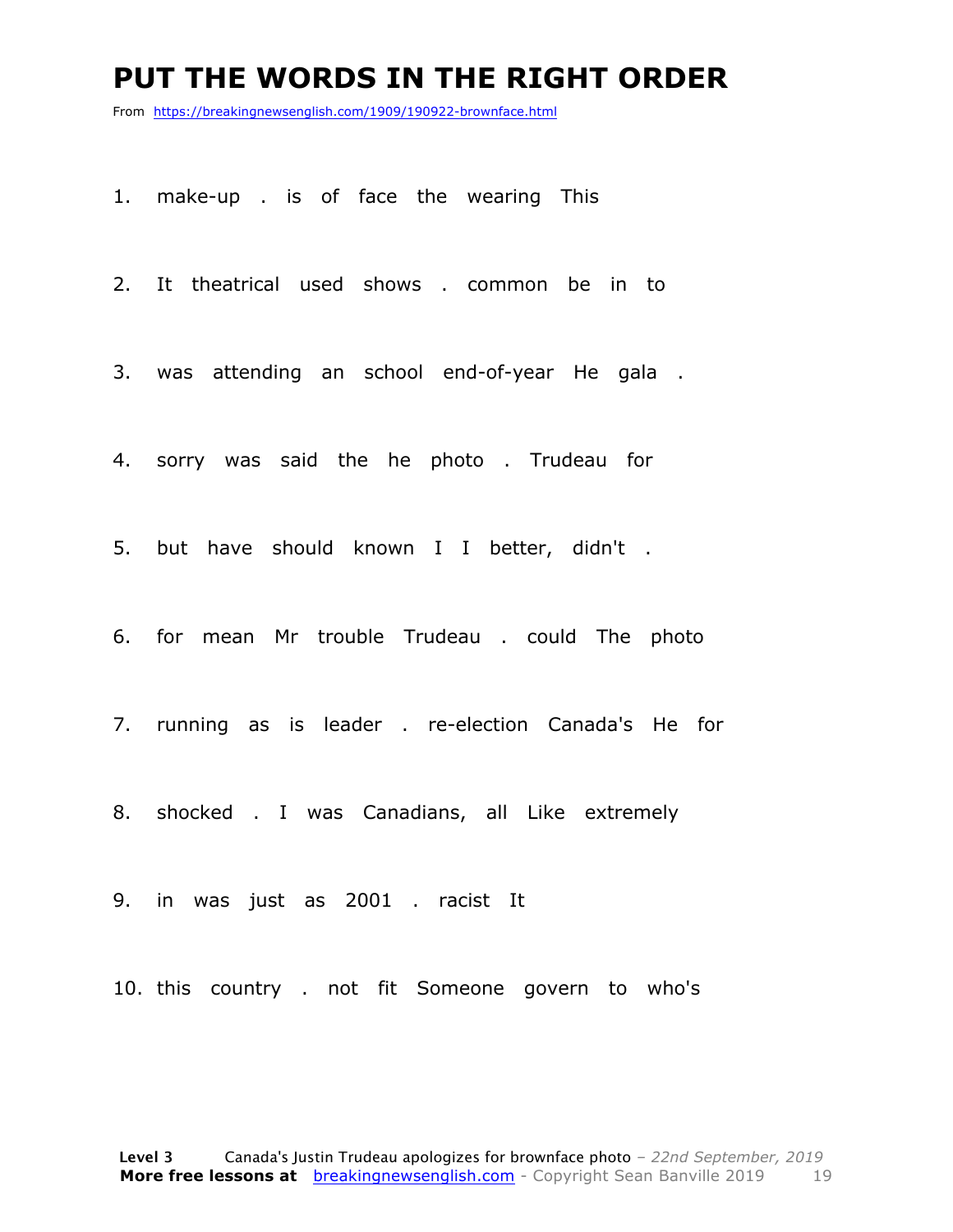# PUT THE WORDS IN THE RIGHT ORDER

From https://breakingnewsenglish.com/1909/190922-brownface.html

1. make-up . is of face the wearing This

2. It theatrical used shows . common be in to

3. was attending an school end-of-year He gala .

4. sorry was said the he photo . Trudeau for

5. but have should known I I better, didn't .

6. for mean Mr trouble Trudeau . could The photo

7. running as is leader . re-election Canada's He for

8. shocked . I was Canadians, all Like extremely

9. in was just as 2001 . racist It

10. this country . not fit Someone govern to who's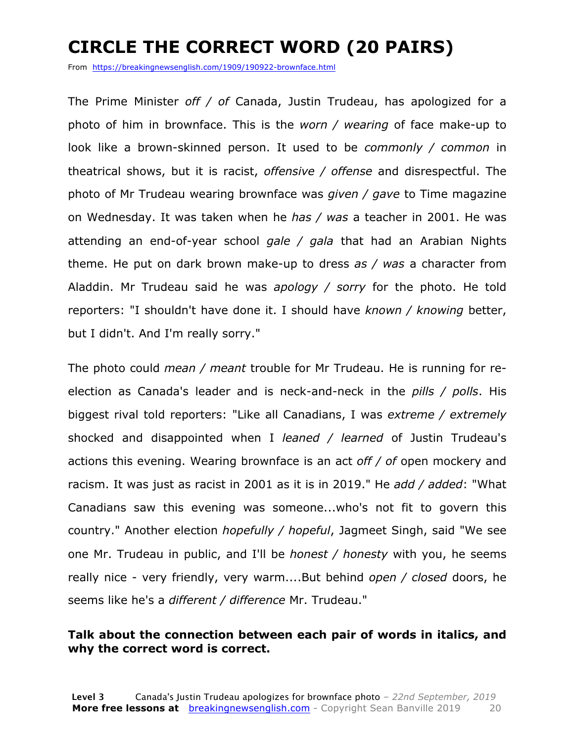# CIRCLE THE CORRECT WORD (20 PAIRS)

From https://breakingnewsenglish.com/1909/190922-brownface.html

The Prime Minister *off / of* Canada, Justin Trudeau, has apologized for a photo of him in brownface. This is the *worn / wearing* of face make-up to look like a brown-skinned person. It used to be *commonly / common* in theatrical shows, but it is racist, *offensive / offense* and disrespectful. The photo of Mr Trudeau wearing brownface was *given / gave* to Time magazine on Wednesday. It was taken when he *has / was* a teacher in 2001. He was attending an end-of-year school *gale / gala* that had an Arabian Nights theme. He put on dark brown make-up to dress *as / was* a character from Aladdin. Mr Trudeau said he was *apology / sorry* for the photo. He told reporters: "I shouldn't have done it. I should have *known / knowing* better, but I didn't. And I'm really sorry."

The photo could *mean / meant* trouble for Mr Trudeau. He is running for re-election as Canada's leader and is neck-and-neck in the *pills / polls*. His biggest rival told reporters: "Like all Canadians, I was *extreme / extremely* shocked and disappointed when I *leaned / learned* of Justin Trudeau's actions this evening. Wearing brownface is an act *off / of* open mockery and racism. It was just as racist in 2001 as it is in 2019." He *add / added*: "What Canadians saw this evening was someone...who's not fit to govern this country." Another election *hopefully / hopeful*, Jagmeet Singh, said "We see one Mr. Trudeau in public, and I'll be *honest / honesty* with you, he seems really nice - very friendly, very warm....But behind *open / closed* doors, he seems like he's a *different / difference* Mr. Trudeau."

**Talk about the connection between each pair of words in italics, and why the correct word is correct.**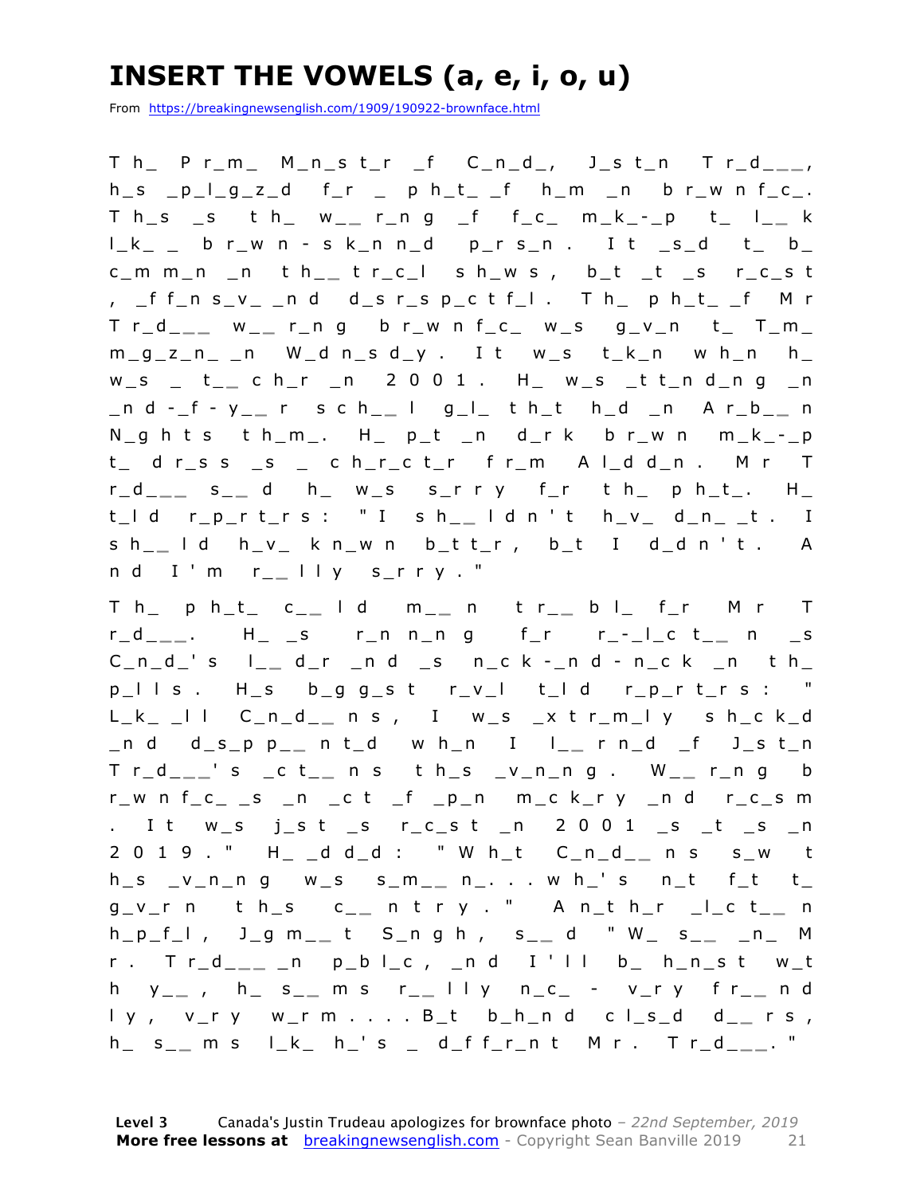# INSERT THE VOWELS (a, e, i, o, u)

From https://breakingnewsenglish.com/1909/190922-brownface.html

T h_ P r_m_ M_n_s t_r _f C_n_d_, J_s t_n T r_d_ _ _, h_s _p_l_g_z_d f_r _ p h_t_ _f h_m _n b r_w n f_c_. T h_s _s t h_ w_ _ r_n g _f f_c_ m_k_-_p t_ l_ _ k l_k_ _ b r_w n - s k_n n_d p_r s_n . I t _s_d t_ b_ c_m m_n _n t h_ _ t r_c_l s h_w s , b_t _t _s r_c_s t , _f f_n s_v_ _n d d_s r_s p_c t f_l . T h_ p h_t_ _f M r T r_d_ _ _ w_ _ r_n g b r_w n f_c_ w_s g_v_n t_ T_m_ m_g_z_n_ _n W_d n_s d_y . I t w_s t_k_n w h_n h_ w_s _ t_ _ c h_r _n 2 0 0 1 . H_ w_s _t t_n d_n g _n _n d -_f - y_ _ r s c h_ _ l g_l_ t h_t h_d _n A r_b_ _ n N_g h t s t h_m_. H_ p_t _n d_r k b r_w n m_k_-_p t_ d r_s s _s _ c h_r_c t_r f r_m A l_d d_n . M r T r_d_ _ _ s_ _ d h_ w_s s_r r y f_r t h_ p h_t_. H_ t_l d r_p_r t_r s : " I s h_ _ l d n ' t h_v_ d_n_ _t . I s h_ _ l d h_v_ k n_w n b_t t_r , b_t I d_d n ' t . A n d I ' m r_ _ l l y s_r r y . "

T h_ p h_t_ c_ _ l d m_ _ n t r_ _ b l_ f_r M r T r_d_ _ _. H_ _s r_n n_n g f_r r_-_l_c t_ _ n _s C_n_d_' s l_ _ d_r _n d _s n_c k -_n d - n_c k _n t h_ p_l l s . H_s b_g g_s t r_v_l t_l d r_p_r t_r s : " L_k_ _l l C_n_d_ _ n s , I w_s _x t r_m_l y s h_c k_d _n d d_s_p p_ _ n t_d w h_n I l_ _ r n_d _f J_s t_n T r_d_ _ _' s _c t_ _ n s t h_s _v_n_n g . W_ _ r_n g b r_w n f_c_ _s _n _c t _f _p_n m_c k_r y _n d r_c_s m . I t w_s j_s t _s r_c_s t _n 2 0 0 1 _s _t _s _n 2 0 1 9 . " H_ _d d_d : " W h_t C_n_d_ _ n s s_w t h_s _v_n_n g w_s s_m_ _ n_. . . w h_' s n_t f_t t_ g_v_r n t h_s c_ _ n t r y . " A n_t h_r _l_c t_ _ n h_p_f_l , J_g m_ _ t S_n g h , s_ _ d " W_ s_ _ _n_ M r . T r_d_ _ _ _n p_b l_c , _n d I ' l l b_ h_n_s t w_t h y_ _ , h_ s_ _ m s r_ _ l l y n_c_ - v_r y f r_ _ n d l y , v_r y w_r m . . . . B_t b_h_n d c l_s_d d_ _ r s , h_ s_ _ m s l_k_ h_' s _ d_f f_r_n t M r . T r_d_ _ _. "

**Level 3** Canada's Justin Trudeau apologizes for brownface photo – *22nd September, 2019*
**More free lessons at** breakingnewsenglish.com - Copyright Sean Banville 2019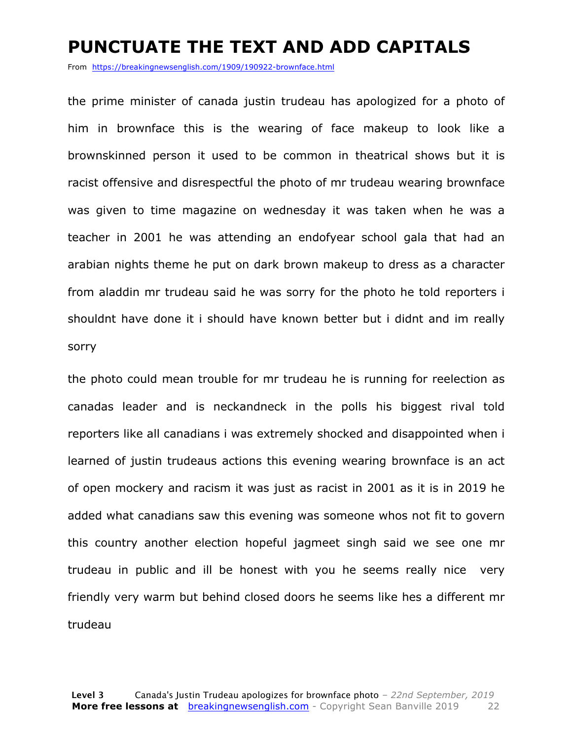# PUNCTUATE THE TEXT AND ADD CAPITALS

From https://breakingnewsenglish.com/1909/190922-brownface.html

the prime minister of canada justin trudeau has apologized for a photo of him in brownface this is the wearing of face makeup to look like a brownskinned person it used to be common in theatrical shows but it is racist offensive and disrespectful the photo of mr trudeau wearing brownface was given to time magazine on wednesday it was taken when he was a teacher in 2001 he was attending an endofyear school gala that had an arabian nights theme he put on dark brown makeup to dress as a character from aladdin mr trudeau said he was sorry for the photo he told reporters i shouldnt have done it i should have known better but i didnt and im really sorry

the photo could mean trouble for mr trudeau he is running for reelection as canadas leader and is neckandneck in the polls his biggest rival told reporters like all canadians i was extremely shocked and disappointed when i learned of justin trudeaus actions this evening wearing brownface is an act of open mockery and racism it was just as racist in 2001 as it is in 2019 he added what canadians saw this evening was someone whos not fit to govern this country another election hopeful jagmeet singh said we see one mr trudeau in public and ill be honest with you he seems really nice very friendly very warm but behind closed doors he seems like hes a different mr trudeau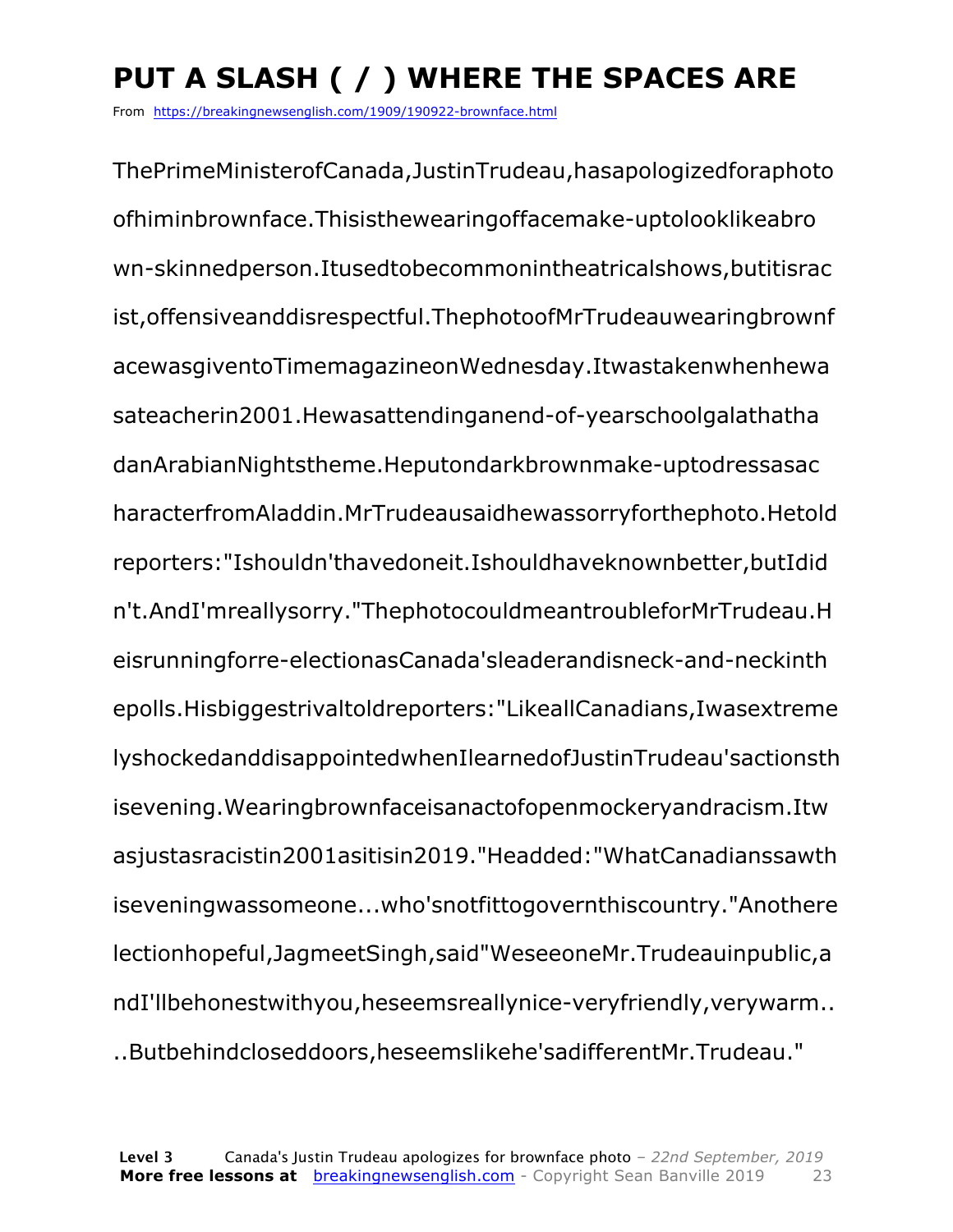# PUT A SLASH ( / ) WHERE THE SPACES ARE

From https://breakingnewsenglish.com/1909/190922-brownface.html

ThePrimeMinisterofCanada,JustinTrudeau,hasapologizedforaphoto ofhiminbrownface.Thisisthewearingoffacemake-uptolooklikeabro wn-skinnedperson.Itusedtobecommonintheatricalshows,butitisrac ist,offensiveanddisrespectful.ThephotoofMrTrudeauwearingbrownf acewasgiventoTimemagazineonWednesday.Itwastakenwhenhewa sateacherin2001.Hewasattendinganend-of-yearschoolgalathatha danArabianNightstheme.Heputondarkbrownmake-uptodressasac haracterfromAladdin.MrTrudeausaidhewassorryforthephoto.Hetold reporters:"Ishouldn'thavedoneit.Ishouldhaveknownbetter,butIdid n't.AndI'mreallysorry."ThephotocouldmeantroubleforMrTrudeau.H eisrunningforre-electionasCanada'sleaderandisneck-and-neckinth epolls.Hisbiggestrivaltoldreporters:"LikeallCanadians,Iwasextreme lyshockedanddisappointedwhenIlearnedofJustinTrudeau'sactionsth isevening.Wearingbrownfaceisanactofopenmockeryandracism.Itw asjustasracistin2001asitisin2019."Headded:"WhatCanadianssawth iseveningwassomeone...who'snotfittogovernthiscountry."Anothere lectionhopeful,JagmeetSingh,said"WeseeoneMr.Trudeauinpublic,a ndI'llbehonestwithyou,heseemsreallynice-veryfriendly,verywarm.. ..Butbehindcloseddoors,heseemslikehe'sadifferentMr.Trudeau."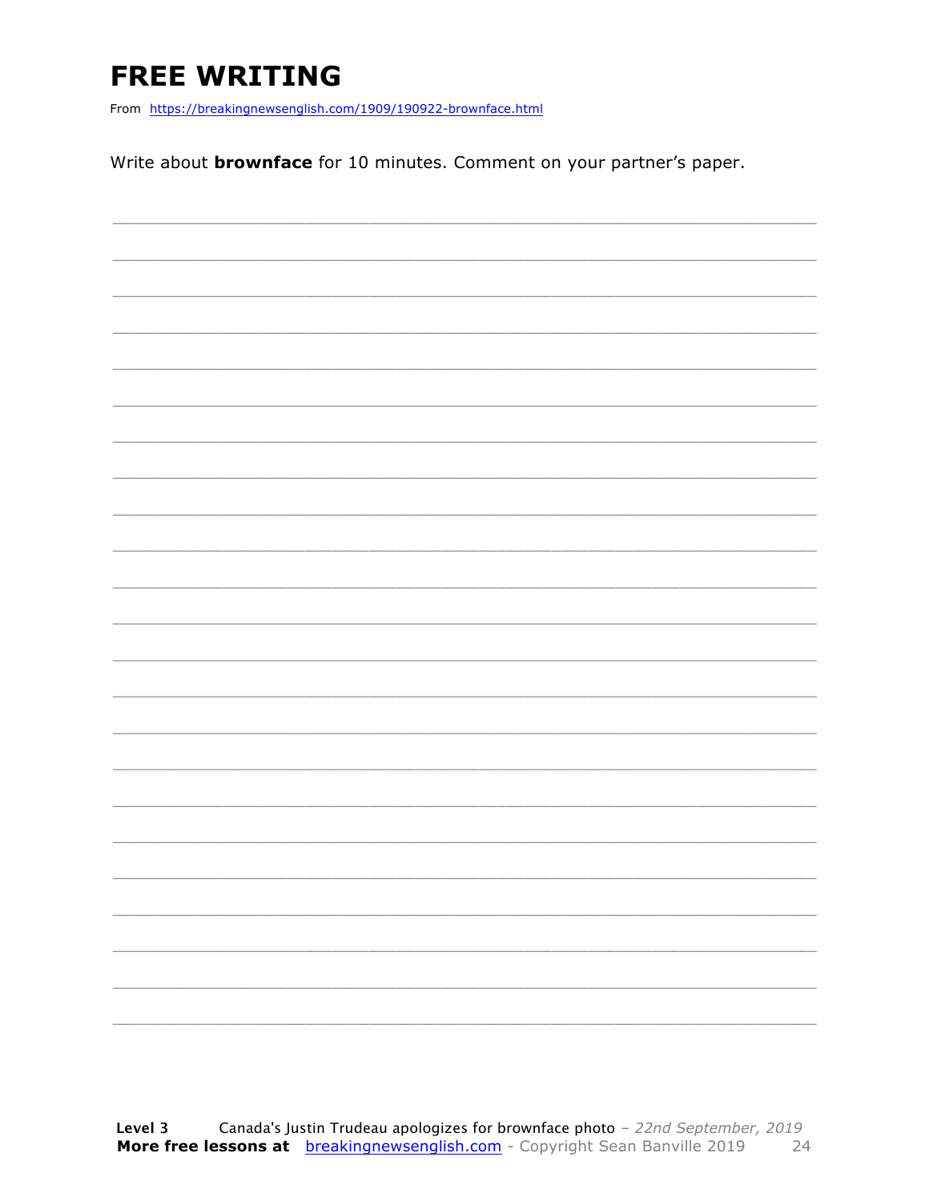# FREE WRITING

From https://breakingnewsenglish.com/1909/190922-brownface.html

Write about **brownface** for 10 minutes. Comment on your partner's paper.

______________________________________________________________________________

______________________________________________________________________________

______________________________________________________________________________

______________________________________________________________________________

______________________________________________________________________________

______________________________________________________________________________

______________________________________________________________________________

______________________________________________________________________________

______________________________________________________________________________

______________________________________________________________________________

______________________________________________________________________________

______________________________________________________________________________

______________________________________________________________________________

______________________________________________________________________________

______________________________________________________________________________

______________________________________________________________________________

______________________________________________________________________________

______________________________________________________________________________

______________________________________________________________________________

______________________________________________________________________________

______________________________________________________________________________

______________________________________________________________________________

______________________________________________________________________________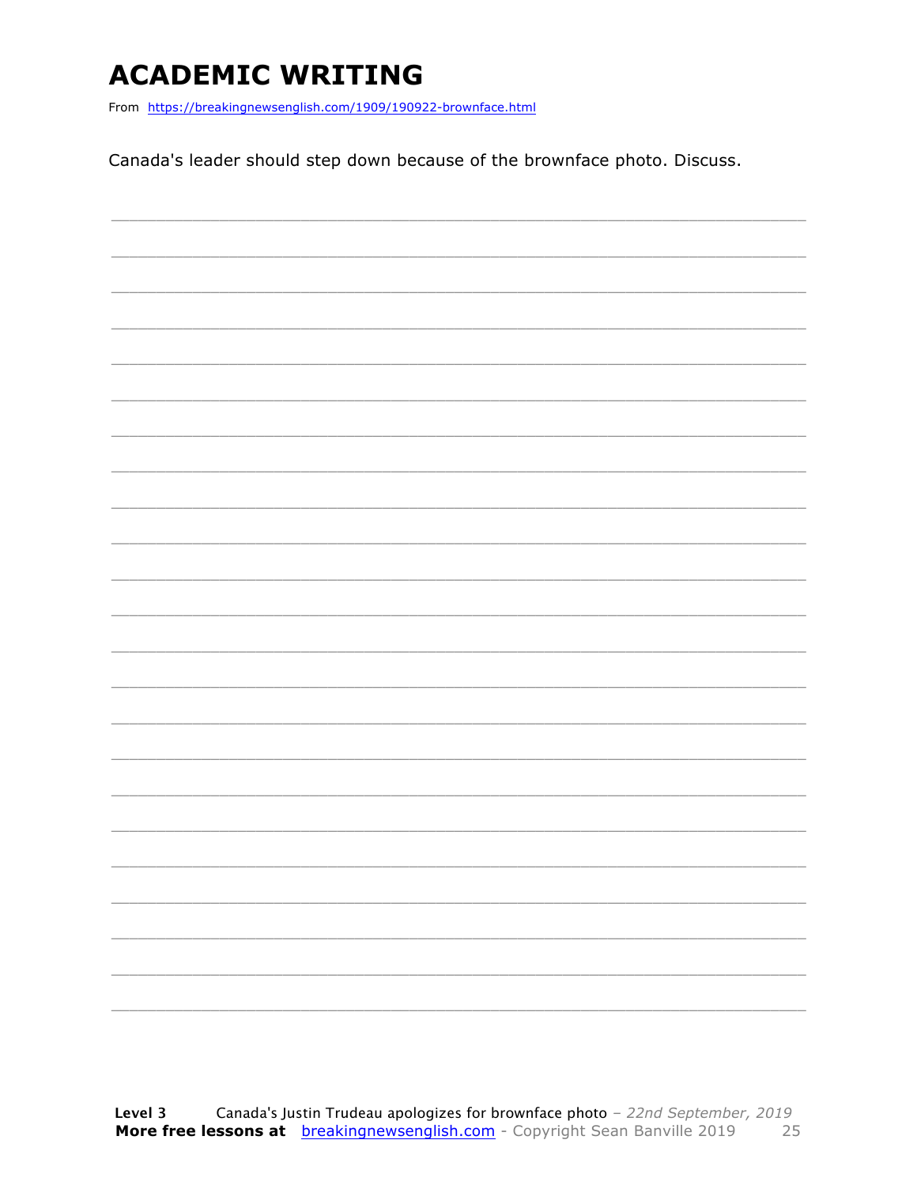# ACADEMIC WRITING

From https://breakingnewsenglish.com/1909/190922-brownface.html

Canada's leader should step down because of the brownface photo. Discuss.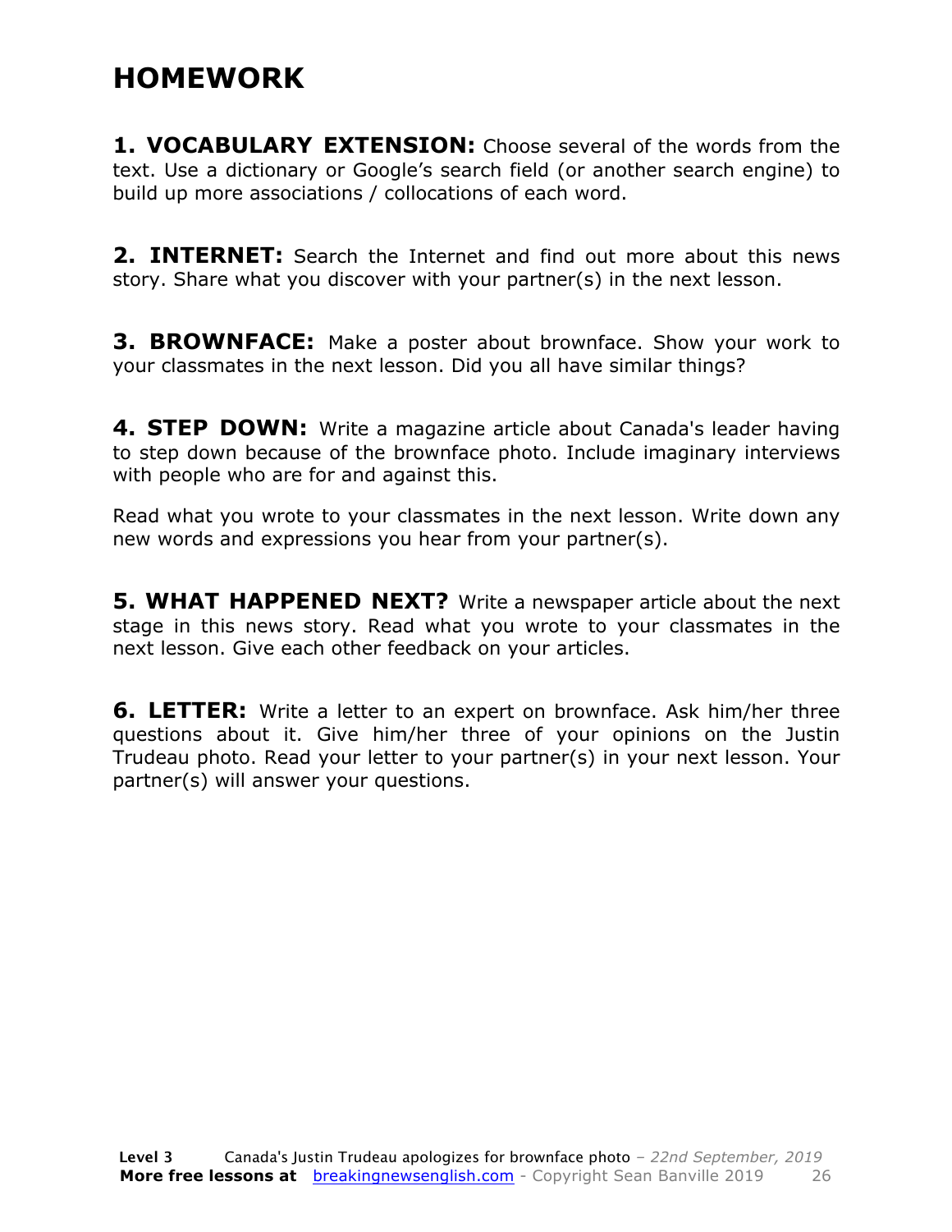# HOMEWORK

**1. VOCABULARY EXTENSION:** Choose several of the words from the text. Use a dictionary or Google's search field (or another search engine) to build up more associations / collocations of each word.

**2. INTERNET:** Search the Internet and find out more about this news story. Share what you discover with your partner(s) in the next lesson.

**3. BROWNFACE:** Make a poster about brownface. Show your work to your classmates in the next lesson. Did you all have similar things?

**4. STEP DOWN:** Write a magazine article about Canada's leader having to step down because of the brownface photo. Include imaginary interviews with people who are for and against this.

Read what you wrote to your classmates in the next lesson. Write down any new words and expressions you hear from your partner(s).

**5. WHAT HAPPENED NEXT?** Write a newspaper article about the next stage in this news story. Read what you wrote to your classmates in the next lesson. Give each other feedback on your articles.

**6. LETTER:** Write a letter to an expert on brownface. Ask him/her three questions about it. Give him/her three of your opinions on the Justin Trudeau photo. Read your letter to your partner(s) in your next lesson. Your partner(s) will answer your questions.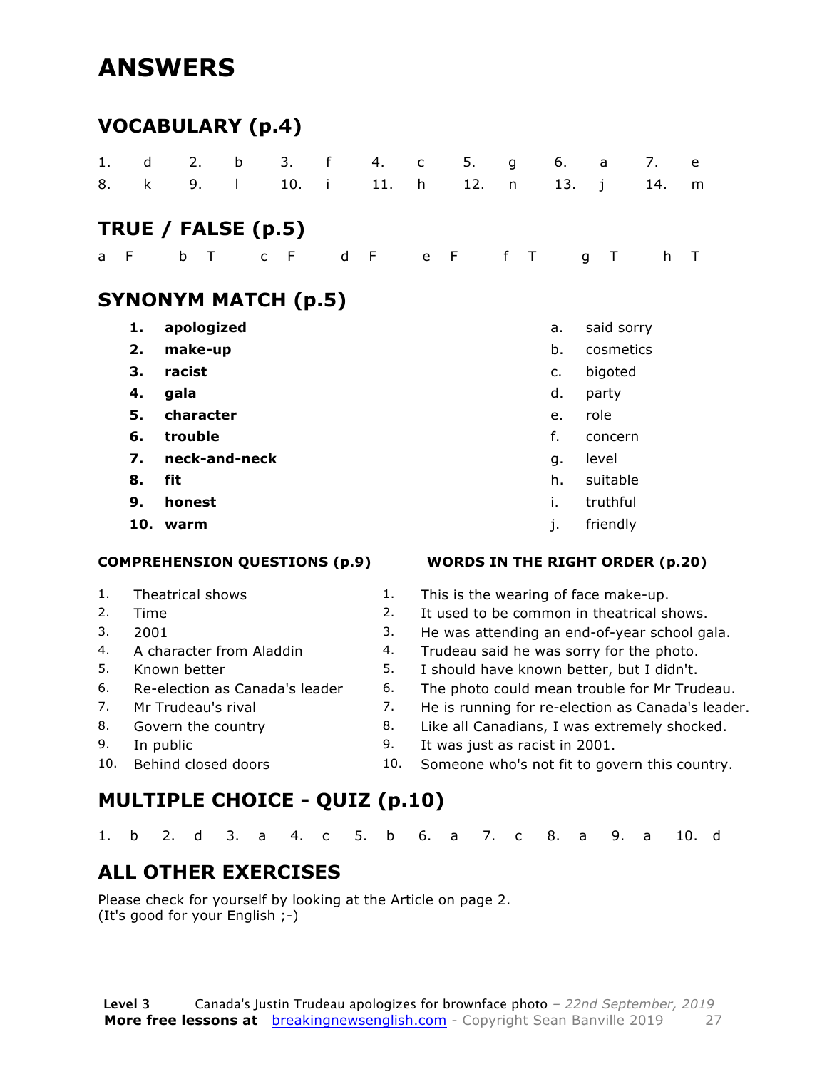# ANSWERS

## VOCABULARY (p.4)

| | | | | | | | | | | | | | |
|---|---|---|---|---|---|---|---|---|---|---|---|---|---|
| 1. | d | 2. | b | 3. | f | 4. | c | 5. | g | 6. | a | 7. | e |
| 8. | k | 9. | l | 10. | i | 11. | h | 12. | n | 13. | j | 14. | m |

## TRUE / FALSE (p.5)

a F b T c F d F e F f T g T h T

## SYNONYM MATCH (p.5)

| | | | |
|---|---|---|---|
| **1.** | **apologized** | a. | said sorry |
| **2.** | **make-up** | b. | cosmetics |
| **3.** | **racist** | c. | bigoted |
| **4.** | **gala** | d. | party |
| **5.** | **character** | e. | role |
| **6.** | **trouble** | f. | concern |
| **7.** | **neck-and-neck** | g. | level |
| **8.** | **fit** | h. | suitable |
| **9.** | **honest** | i. | truthful |
| **10.** | **warm** | j. | friendly |

### COMPREHENSION QUESTIONS (p.9)

1. Theatrical shows
2. Time
3. 2001
4. A character from Aladdin
5. Known better
6. Re-election as Canada's leader
7. Mr Trudeau's rival
8. Govern the country
9. In public
10. Behind closed doors

### WORDS IN THE RIGHT ORDER (p.20)

1. This is the wearing of face make-up.
2. It used to be common in theatrical shows.
3. He was attending an end-of-year school gala.
4. Trudeau said he was sorry for the photo.
5. I should have known better, but I didn't.
6. The photo could mean trouble for Mr Trudeau.
7. He is running for re-election as Canada's leader.
8. Like all Canadians, I was extremely shocked.
9. It was just as racist in 2001.
10. Someone who's not fit to govern this country.

## MULTIPLE CHOICE - QUIZ (p.10)

1. b 2. d 3. a 4. c 5. b 6. a 7. c 8. a 9. a 10. d

## ALL OTHER EXERCISES

Please check for yourself by looking at the Article on page 2.
(It's good for your English ;-)